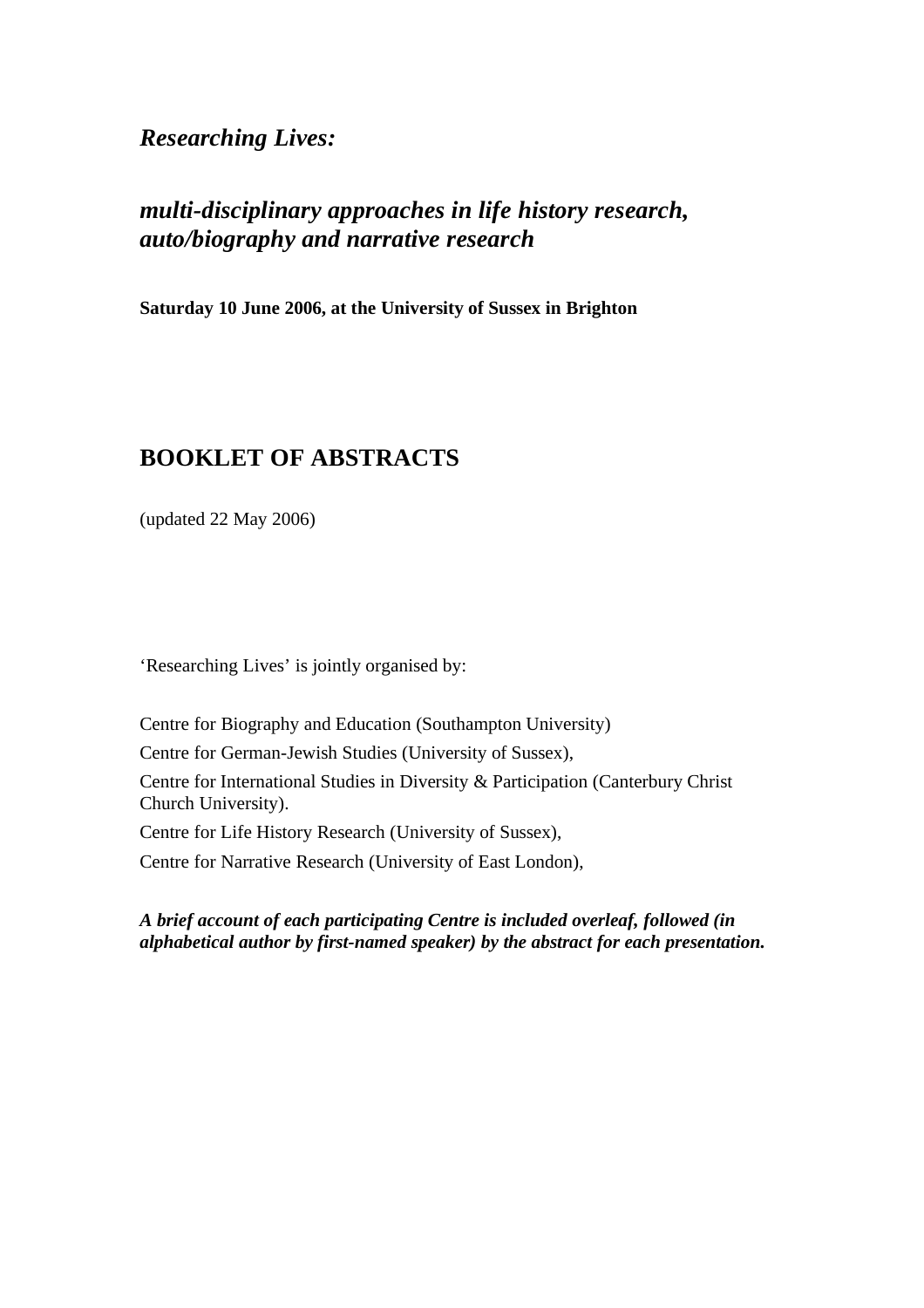# *Researching Lives:*

## *multi-disciplinary approaches in life history research, auto/biography and narrative research*

**Saturday 10 June 2006, at the University of Sussex in Brighton**

# BOOKLET OF ABSTRACTS

(updated 22 May 2006)

'Researching Lives' is jointly organised by:

Centre for Biography and Education (Southampton University)

Centre for German-Jewish Studies (University of Sussex),

Centre for International Studies in Diversity & Participation (Canterbury Christ Church University).

Centre for Life History Research (University of Sussex),

Centre for Narrative Research (University of East London),

***A brief account of each participating Centre is included overleaf, followed (in alphabetical author by first-named speaker) by the abstract for each presentation.***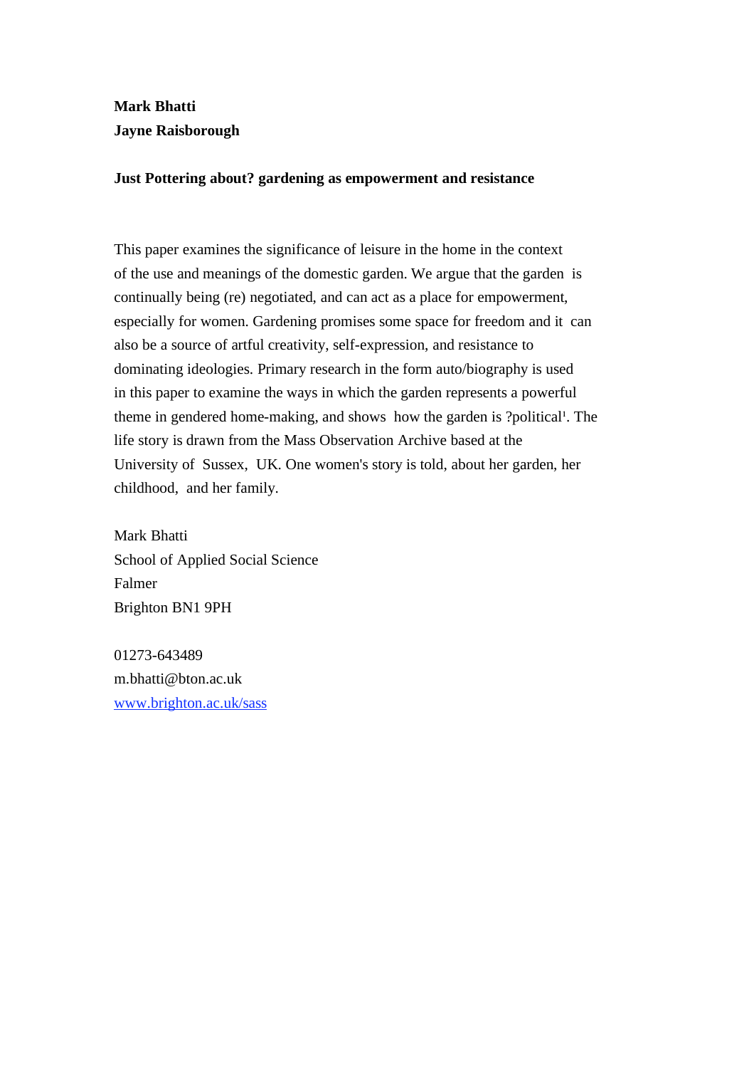**Mark Bhatti**
**Jayne Raisborough**

**Just Pottering about? gardening as empowerment and resistance**

This paper examines the significance of leisure in the home in the context of the use and meanings of the domestic garden. We argue that the garden is continually being (re) negotiated, and can act as a place for empowerment, especially for women. Gardening promises some space for freedom and it can also be a source of artful creativity, self-expression, and resistance to dominating ideologies. Primary research in the form auto/biography is used in this paper to examine the ways in which the garden represents a powerful theme in gendered home-making, and shows how the garden is ?political[1]. The life story is drawn from the Mass Observation Archive based at the University of Sussex, UK. One women's story is told, about her garden, her childhood, and her family.

Mark Bhatti
School of Applied Social Science
Falmer
Brighton BN1 9PH

01273-643489
m.bhatti@bton.ac.uk
[www.brighton.ac.uk/sass](www.brighton.ac.uk/sass)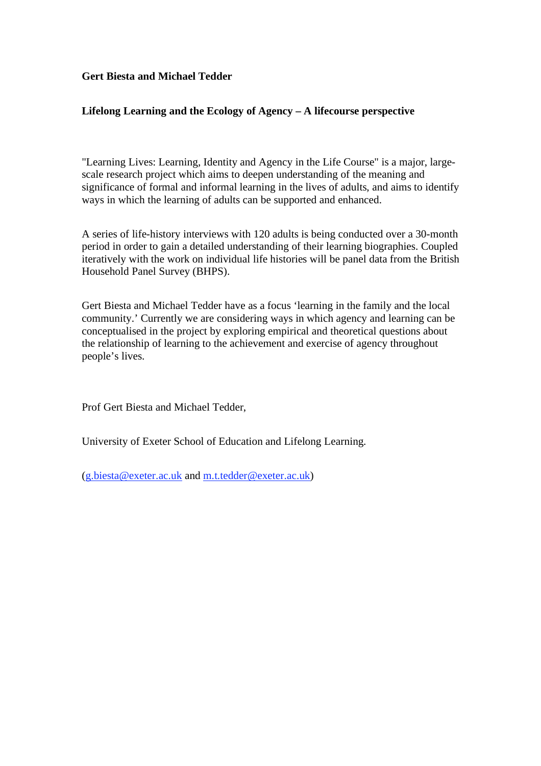**Gert Biesta and Michael Tedder**

**Lifelong Learning and the Ecology of Agency – A lifecourse perspective**

"Learning Lives: Learning, Identity and Agency in the Life Course" is a major, large-scale research project which aims to deepen understanding of the meaning and significance of formal and informal learning in the lives of adults, and aims to identify ways in which the learning of adults can be supported and enhanced.

A series of life-history interviews with 120 adults is being conducted over a 30-month period in order to gain a detailed understanding of their learning biographies. Coupled iteratively with the work on individual life histories will be panel data from the British Household Panel Survey (BHPS).

Gert Biesta and Michael Tedder have as a focus 'learning in the family and the local community.' Currently we are considering ways in which agency and learning can be conceptualised in the project by exploring empirical and theoretical questions about the relationship of learning to the achievement and exercise of agency throughout people's lives.

Prof Gert Biesta and Michael Tedder,

University of Exeter School of Education and Lifelong Learning.

(g.biesta@exeter.ac.uk and m.t.tedder@exeter.ac.uk)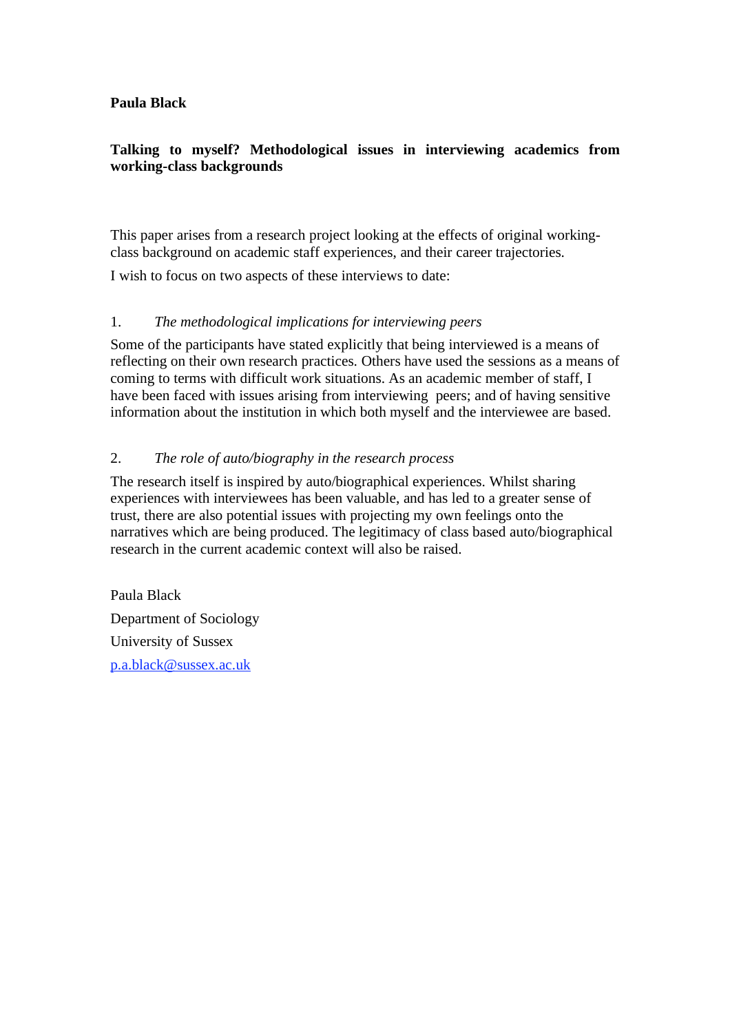**Paula Black**

**Talking to myself? Methodological issues in interviewing academics from working-class backgrounds**

This paper arises from a research project looking at the effects of original working-class background on academic staff experiences, and their career trajectories.

I wish to focus on two aspects of these interviews to date:

1. *The methodological implications for interviewing peers*

Some of the participants have stated explicitly that being interviewed is a means of reflecting on their own research practices. Others have used the sessions as a means of coming to terms with difficult work situations. As an academic member of staff, I have been faced with issues arising from interviewing peers; and of having sensitive information about the institution in which both myself and the interviewee are based.

2. *The role of auto/biography in the research process*

The research itself is inspired by auto/biographical experiences. Whilst sharing experiences with interviewees has been valuable, and has led to a greater sense of trust, there are also potential issues with projecting my own feelings onto the narratives which are being produced. The legitimacy of class based auto/biographical research in the current academic context will also be raised.

Paula Black

Department of Sociology

University of Sussex

p.a.black@sussex.ac.uk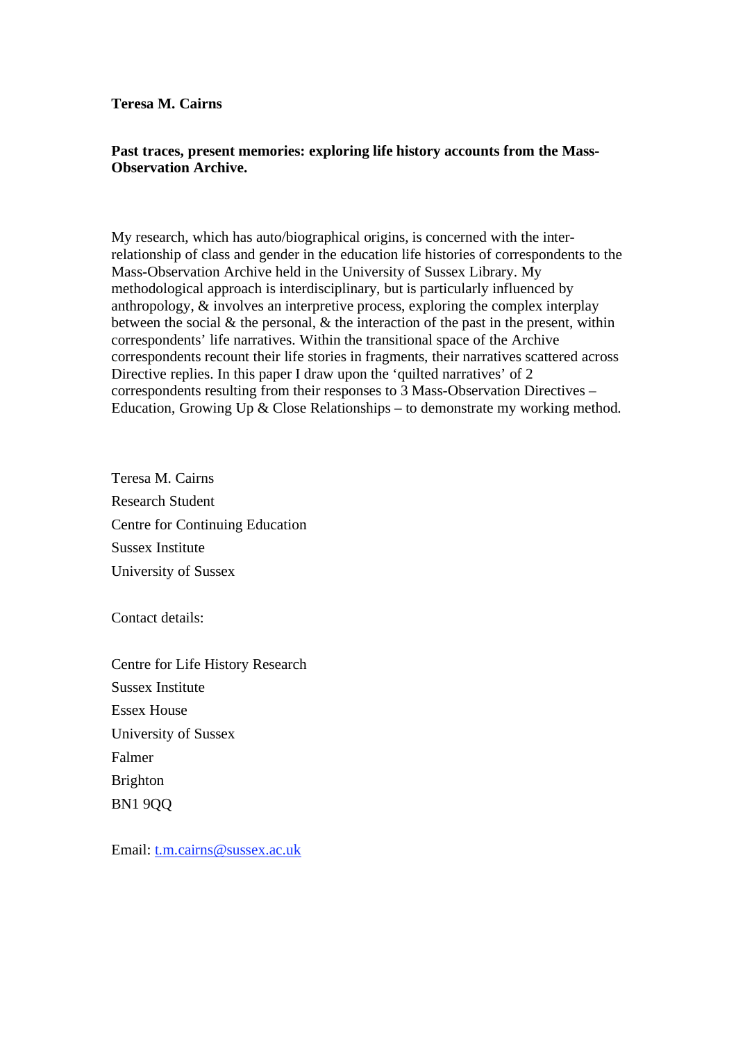**Teresa M. Cairns**

**Past traces, present memories: exploring life history accounts from the Mass-Observation Archive.**

My research, which has auto/biographical origins, is concerned with the inter-relationship of class and gender in the education life histories of correspondents to the Mass-Observation Archive held in the University of Sussex Library. My methodological approach is interdisciplinary, but is particularly influenced by anthropology, & involves an interpretive process, exploring the complex interplay between the social & the personal, & the interaction of the past in the present, within correspondents' life narratives. Within the transitional space of the Archive correspondents recount their life stories in fragments, their narratives scattered across Directive replies. In this paper I draw upon the 'quilted narratives' of 2 correspondents resulting from their responses to 3 Mass-Observation Directives – Education, Growing Up & Close Relationships – to demonstrate my working method.

Teresa M. Cairns

Research Student

Centre for Continuing Education

Sussex Institute

University of Sussex

Contact details:

Centre for Life History Research

Sussex Institute

Essex House

University of Sussex

Falmer

Brighton

BN1 9QQ

Email: t.m.cairns@sussex.ac.uk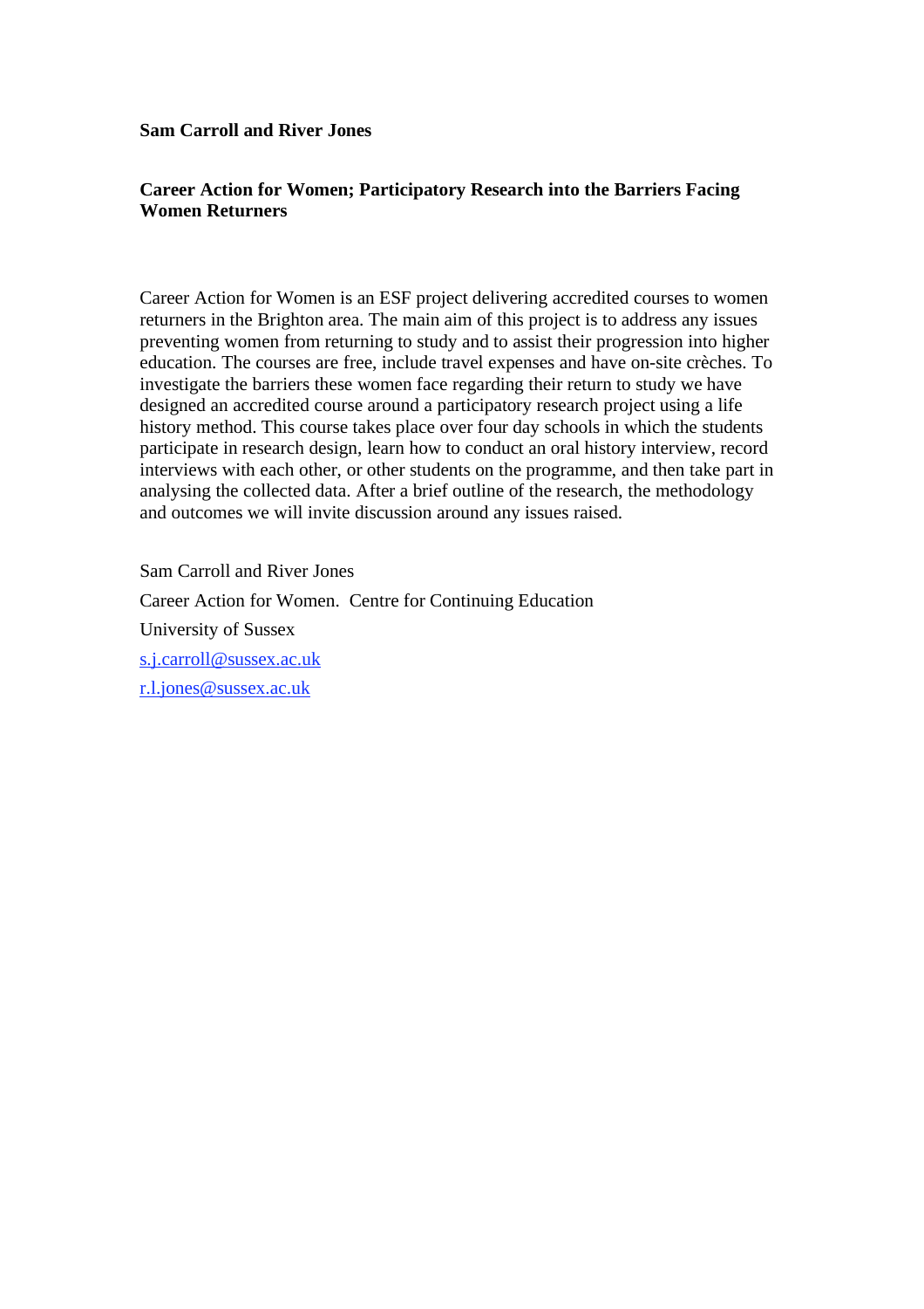**Sam Carroll and River Jones**

**Career Action for Women; Participatory Research into the Barriers Facing Women Returners**

Career Action for Women is an ESF project delivering accredited courses to women returners in the Brighton area. The main aim of this project is to address any issues preventing women from returning to study and to assist their progression into higher education. The courses are free, include travel expenses and have on-site crèches. To investigate the barriers these women face regarding their return to study we have designed an accredited course around a participatory research project using a life history method. This course takes place over four day schools in which the students participate in research design, learn how to conduct an oral history interview, record interviews with each other, or other students on the programme, and then take part in analysing the collected data. After a brief outline of the research, the methodology and outcomes we will invite discussion around any issues raised.

Sam Carroll and River Jones

Career Action for Women. Centre for Continuing Education

University of Sussex

s.j.carroll@sussex.ac.uk

r.l.jones@sussex.ac.uk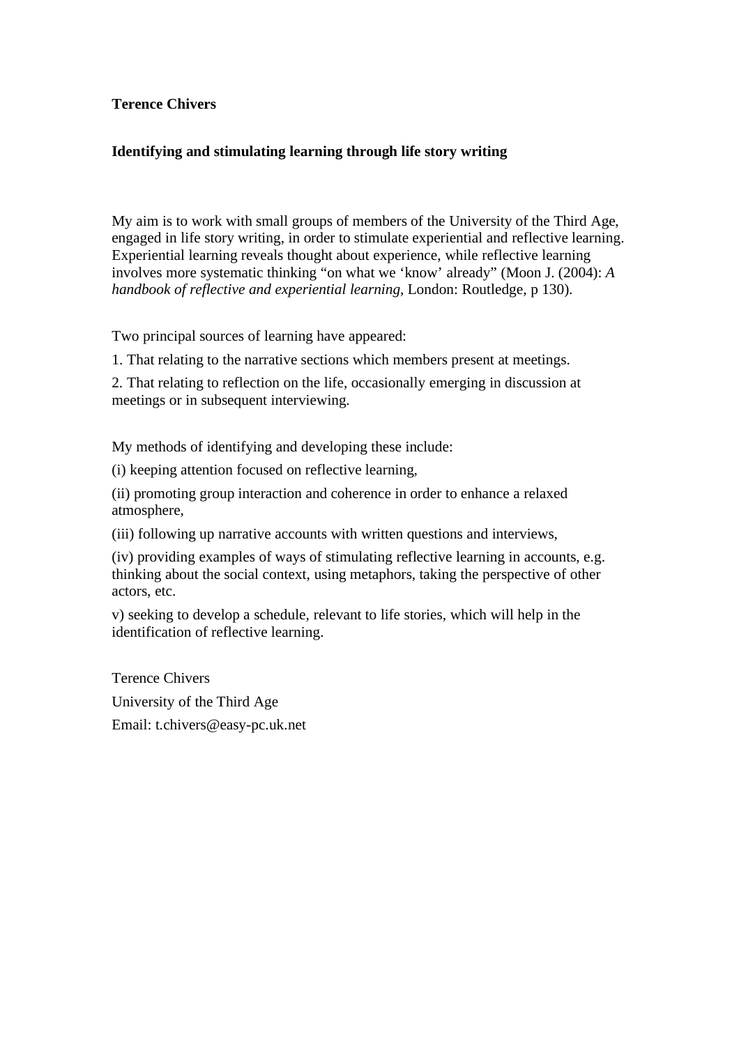**Terence Chivers**

**Identifying and stimulating learning through life story writing**

My aim is to work with small groups of members of the University of the Third Age, engaged in life story writing, in order to stimulate experiential and reflective learning. Experiential learning reveals thought about experience, while reflective learning involves more systematic thinking “on what we ‘know’ already” (Moon J. (2004): *A handbook of reflective and experiential learning*, London: Routledge, p 130).

Two principal sources of learning have appeared:

1. That relating to the narrative sections which members present at meetings.

2. That relating to reflection on the life, occasionally emerging in discussion at meetings or in subsequent interviewing.

My methods of identifying and developing these include:

(i) keeping attention focused on reflective learning,

(ii) promoting group interaction and coherence in order to enhance a relaxed atmosphere,

(iii) following up narrative accounts with written questions and interviews,

(iv) providing examples of ways of stimulating reflective learning in accounts, e.g. thinking about the social context, using metaphors, taking the perspective of other actors, etc.

v) seeking to develop a schedule, relevant to life stories, which will help in the identification of reflective learning.

Terence Chivers

University of the Third Age

Email: t.chivers@easy-pc.uk.net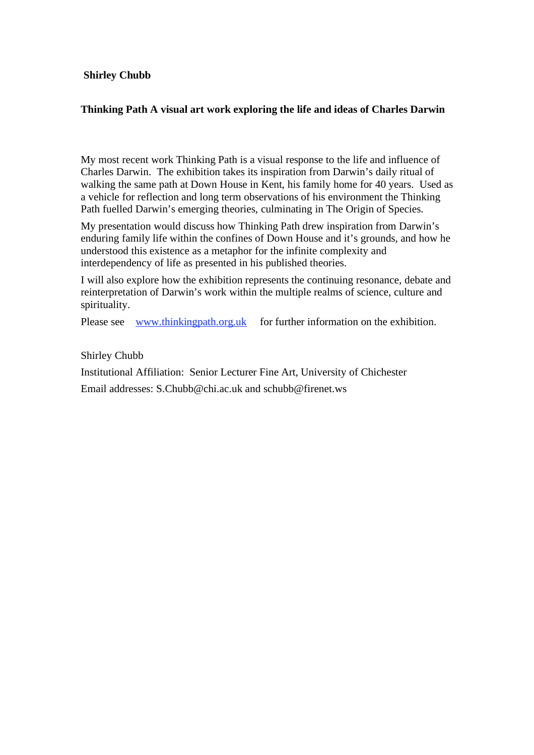**Shirley Chubb**

**Thinking Path A visual art work exploring the life and ideas of Charles Darwin**

My most recent work Thinking Path is a visual response to the life and influence of Charles Darwin. The exhibition takes its inspiration from Darwin's daily ritual of walking the same path at Down House in Kent, his family home for 40 years. Used as a vehicle for reflection and long term observations of his environment the Thinking Path fuelled Darwin's emerging theories, culminating in The Origin of Species.

My presentation would discuss how Thinking Path drew inspiration from Darwin's enduring family life within the confines of Down House and it's grounds, and how he understood this existence as a metaphor for the infinite complexity and interdependency of life as presented in his published theories.

I will also explore how the exhibition represents the continuing resonance, debate and reinterpretation of Darwin's work within the multiple realms of science, culture and spirituality.

Please see [www.thinkingpath.org.uk](http://www.thinkingpath.org.uk) for further information on the exhibition.

Shirley Chubb

Institutional Affiliation: Senior Lecturer Fine Art, University of Chichester

Email addresses: S.Chubb@chi.ac.uk and schubb@firenet.ws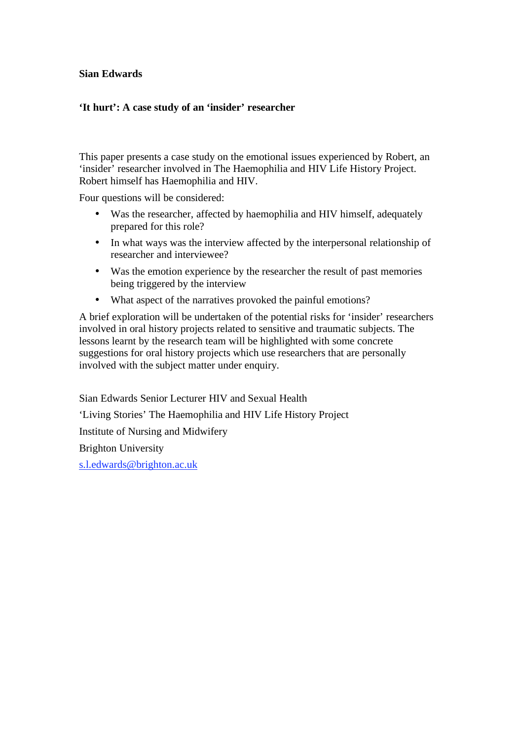**Sian Edwards**

**'It hurt': A case study of an 'insider' researcher**

This paper presents a case study on the emotional issues experienced by Robert, an 'insider' researcher involved in The Haemophilia and HIV Life History Project. Robert himself has Haemophilia and HIV.

Four questions will be considered:

- Was the researcher, affected by haemophilia and HIV himself, adequately prepared for this role?
- In what ways was the interview affected by the interpersonal relationship of researcher and interviewee?
- Was the emotion experience by the researcher the result of past memories being triggered by the interview
- What aspect of the narratives provoked the painful emotions?

A brief exploration will be undertaken of the potential risks for 'insider' researchers involved in oral history projects related to sensitive and traumatic subjects. The lessons learnt by the research team will be highlighted with some concrete suggestions for oral history projects which use researchers that are personally involved with the subject matter under enquiry.

Sian Edwards Senior Lecturer HIV and Sexual Health

'Living Stories' The Haemophilia and HIV Life History Project

Institute of Nursing and Midwifery

Brighton University

s.l.edwards@brighton.ac.uk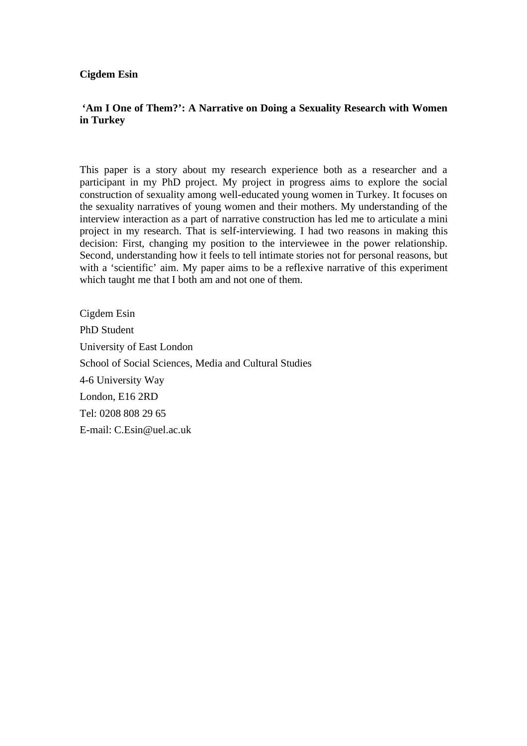**Cigdem Esin**

**‘Am I One of Them?’: A Narrative on Doing a Sexuality Research with Women in Turkey**

This paper is a story about my research experience both as a researcher and a participant in my PhD project. My project in progress aims to explore the social construction of sexuality among well-educated young women in Turkey. It focuses on the sexuality narratives of young women and their mothers. My understanding of the interview interaction as a part of narrative construction has led me to articulate a mini project in my research. That is self-interviewing. I had two reasons in making this decision: First, changing my position to the interviewee in the power relationship. Second, understanding how it feels to tell intimate stories not for personal reasons, but with a ‘scientific’ aim. My paper aims to be a reflexive narrative of this experiment which taught me that I both am and not one of them.

Cigdem Esin

PhD Student

University of East London

School of Social Sciences, Media and Cultural Studies

4-6 University Way

London, E16 2RD

Tel: 0208 808 29 65

E-mail: C.Esin@uel.ac.uk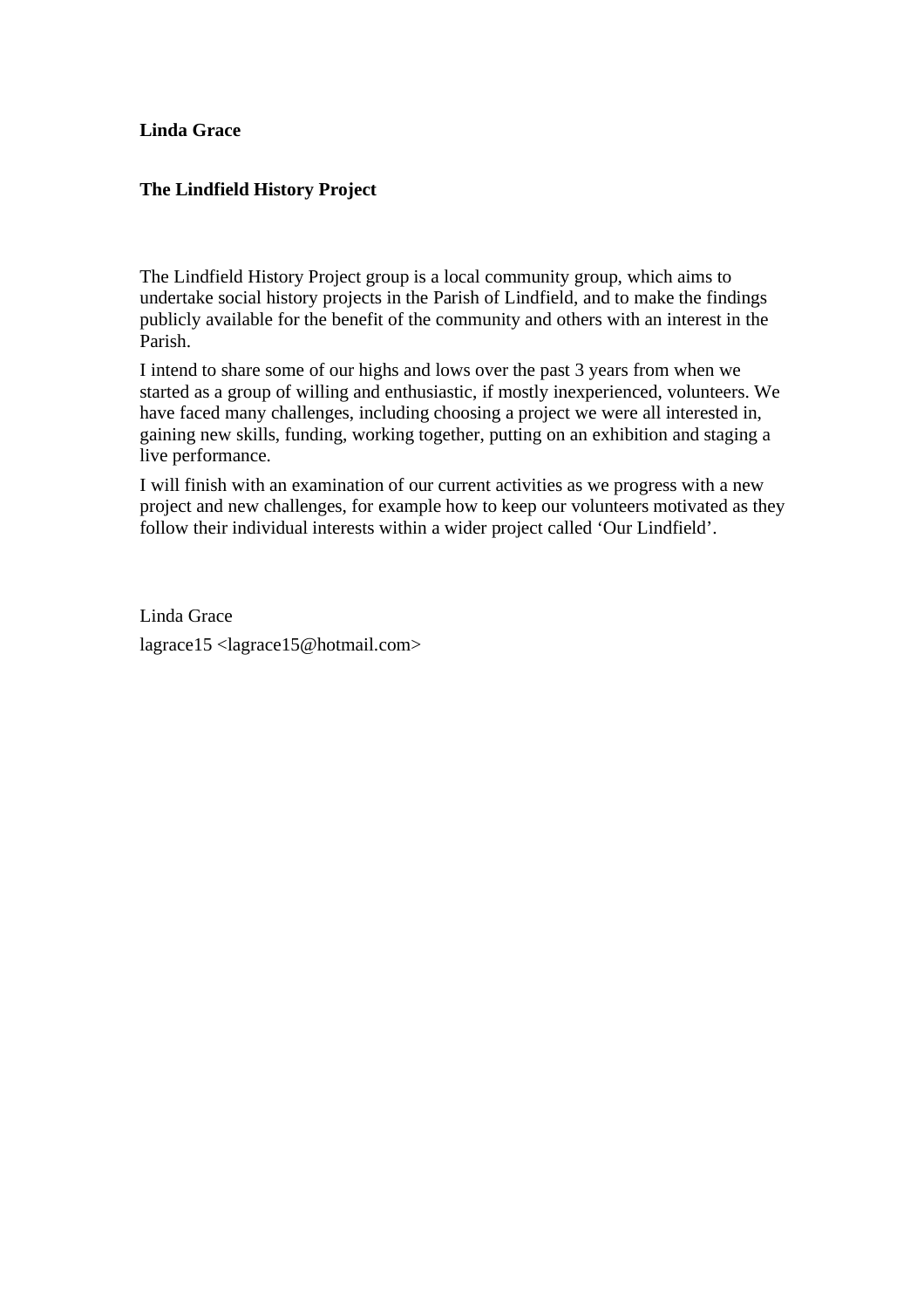**Linda Grace**

**The Lindfield History Project**

The Lindfield History Project group is a local community group, which aims to undertake social history projects in the Parish of Lindfield, and to make the findings publicly available for the benefit of the community and others with an interest in the Parish.

I intend to share some of our highs and lows over the past 3 years from when we started as a group of willing and enthusiastic, if mostly inexperienced, volunteers. We have faced many challenges, including choosing a project we were all interested in, gaining new skills, funding, working together, putting on an exhibition and staging a live performance.

I will finish with an examination of our current activities as we progress with a new project and new challenges, for example how to keep our volunteers motivated as they follow their individual interests within a wider project called 'Our Lindfield'.

Linda Grace

lagrace15 <lagrace15@hotmail.com>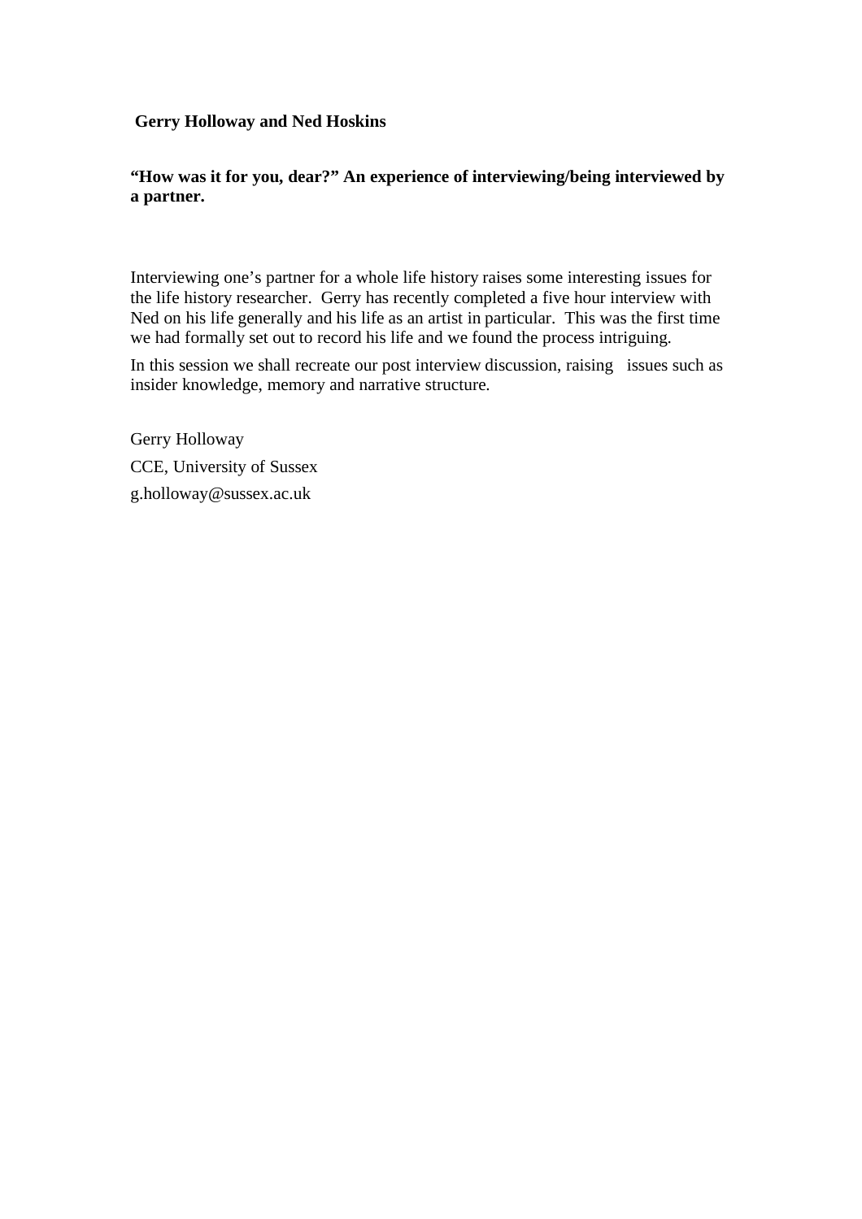**Gerry Holloway and Ned Hoskins**

**"How was it for you, dear?" An experience of interviewing/being interviewed by a partner.**

Interviewing one's partner for a whole life history raises some interesting issues for the life history researcher. Gerry has recently completed a five hour interview with Ned on his life generally and his life as an artist in particular. This was the first time we had formally set out to record his life and we found the process intriguing.

In this session we shall recreate our post interview discussion, raising issues such as insider knowledge, memory and narrative structure.

Gerry Holloway

CCE, University of Sussex

g.holloway@sussex.ac.uk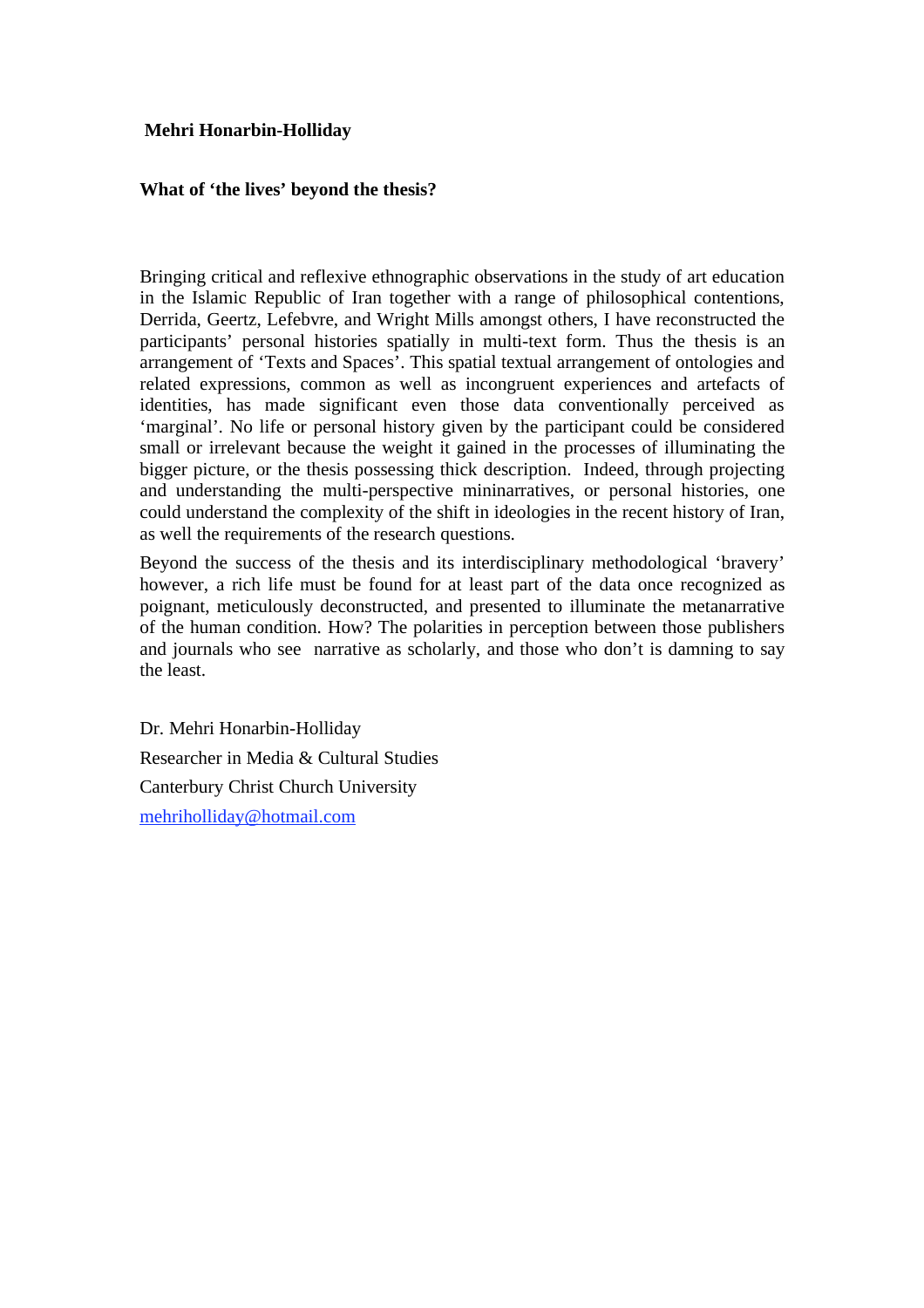**Mehri Honarbin-Holliday**

**What of 'the lives' beyond the thesis?**

Bringing critical and reflexive ethnographic observations in the study of art education in the Islamic Republic of Iran together with a range of philosophical contentions, Derrida, Geertz, Lefebvre, and Wright Mills amongst others, I have reconstructed the participants' personal histories spatially in multi-text form. Thus the thesis is an arrangement of 'Texts and Spaces'. This spatial textual arrangement of ontologies and related expressions, common as well as incongruent experiences and artefacts of identities, has made significant even those data conventionally perceived as 'marginal'. No life or personal history given by the participant could be considered small or irrelevant because the weight it gained in the processes of illuminating the bigger picture, or the thesis possessing thick description. Indeed, through projecting and understanding the multi-perspective mininarratives, or personal histories, one could understand the complexity of the shift in ideologies in the recent history of Iran, as well the requirements of the research questions.

Beyond the success of the thesis and its interdisciplinary methodological 'bravery' however, a rich life must be found for at least part of the data once recognized as poignant, meticulously deconstructed, and presented to illuminate the metanarrative of the human condition. How? The polarities in perception between those publishers and journals who see narrative as scholarly, and those who don't is damning to say the least.

Dr. Mehri Honarbin-Holliday

Researcher in Media & Cultural Studies

Canterbury Christ Church University

mehriholliday@hotmail.com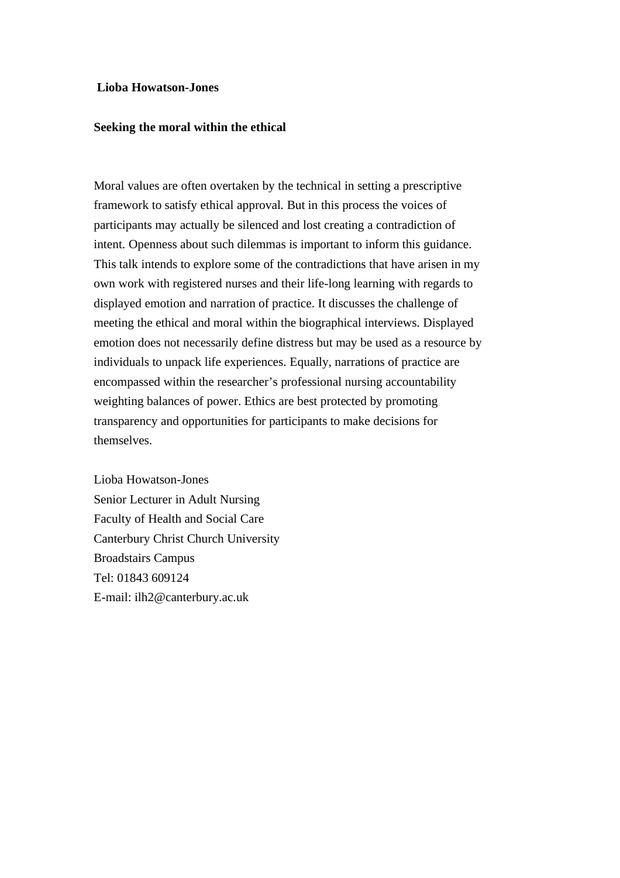**Lioba Howatson-Jones**

**Seeking the moral within the ethical**

Moral values are often overtaken by the technical in setting a prescriptive framework to satisfy ethical approval. But in this process the voices of participants may actually be silenced and lost creating a contradiction of intent. Openness about such dilemmas is important to inform this guidance. This talk intends to explore some of the contradictions that have arisen in my own work with registered nurses and their life-long learning with regards to displayed emotion and narration of practice. It discusses the challenge of meeting the ethical and moral within the biographical interviews. Displayed emotion does not necessarily define distress but may be used as a resource by individuals to unpack life experiences. Equally, narrations of practice are encompassed within the researcher's professional nursing accountability weighting balances of power. Ethics are best protected by promoting transparency and opportunities for participants to make decisions for themselves.

Lioba Howatson-Jones
Senior Lecturer in Adult Nursing
Faculty of Health and Social Care
Canterbury Christ Church University
Broadstairs Campus
Tel: 01843 609124
E-mail: ilh2@canterbury.ac.uk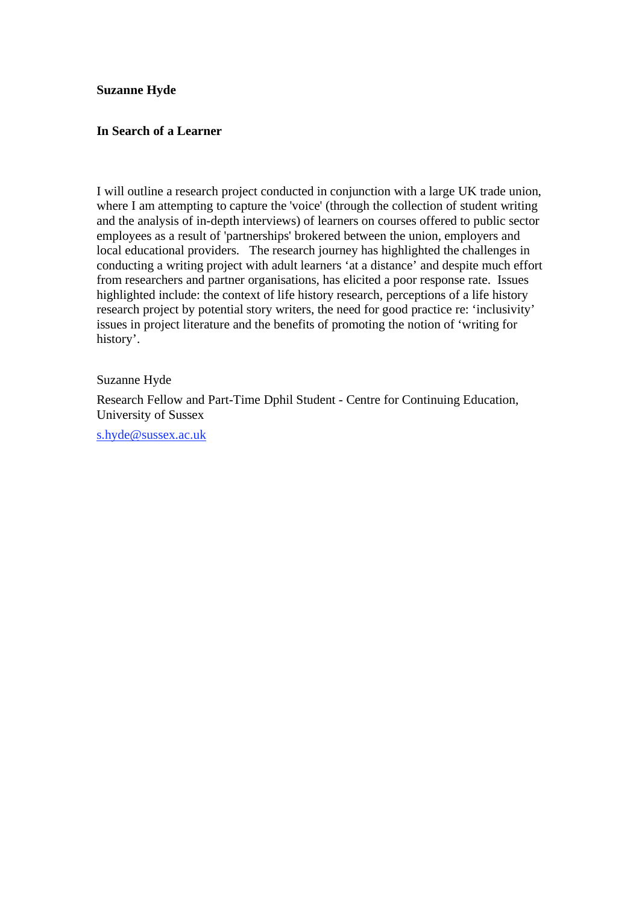**Suzanne Hyde**

**In Search of a Learner**

I will outline a research project conducted in conjunction with a large UK trade union, where I am attempting to capture the 'voice' (through the collection of student writing and the analysis of in-depth interviews) of learners on courses offered to public sector employees as a result of 'partnerships' brokered between the union, employers and local educational providers. The research journey has highlighted the challenges in conducting a writing project with adult learners 'at a distance' and despite much effort from researchers and partner organisations, has elicited a poor response rate. Issues highlighted include: the context of life history research, perceptions of a life history research project by potential story writers, the need for good practice re: 'inclusivity' issues in project literature and the benefits of promoting the notion of 'writing for history'.

Suzanne Hyde

Research Fellow and Part-Time Dphil Student - Centre for Continuing Education, University of Sussex

s.hyde@sussex.ac.uk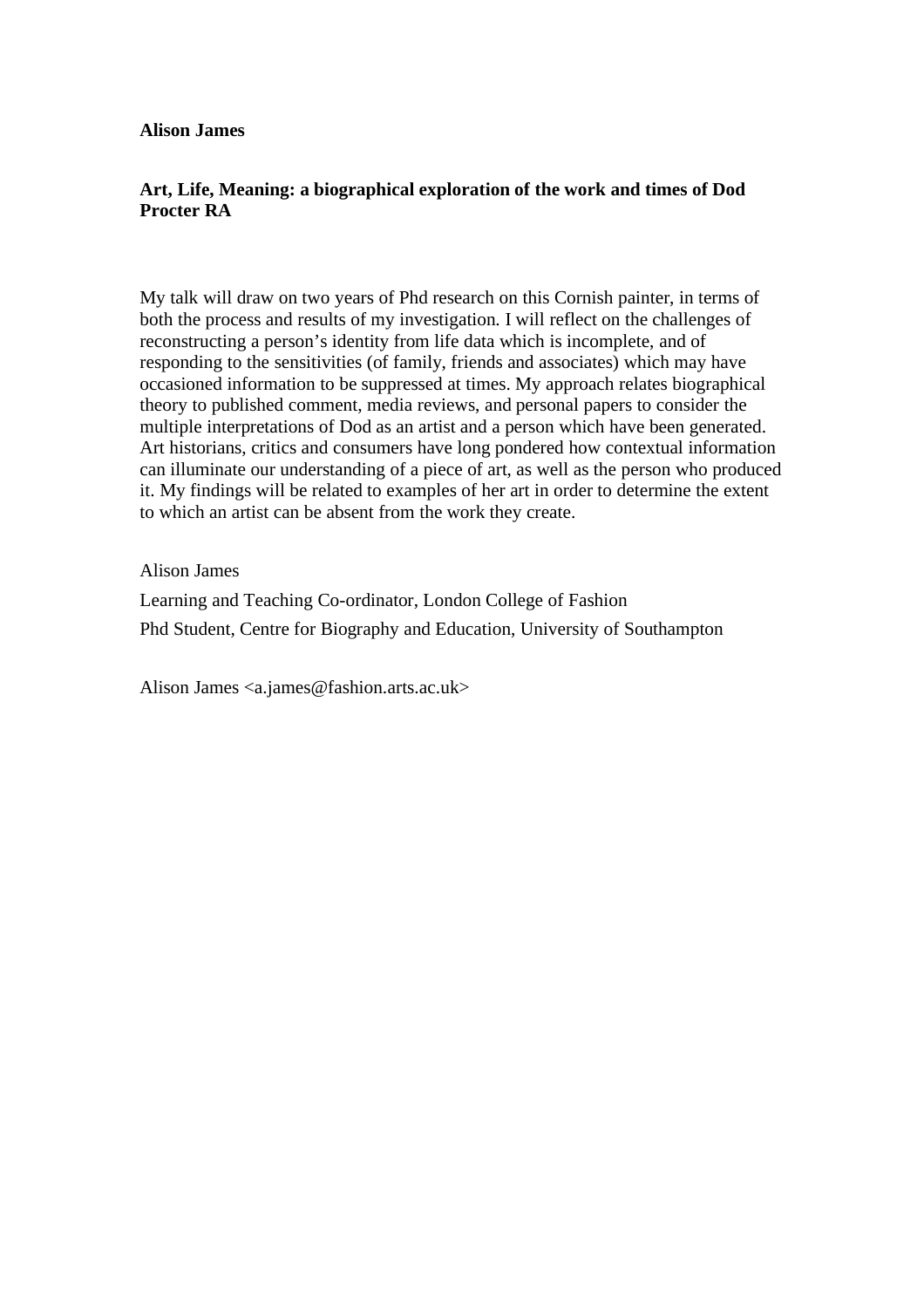**Alison James**

**Art, Life, Meaning: a biographical exploration of the work and times of Dod Procter RA**

My talk will draw on two years of Phd research on this Cornish painter, in terms of both the process and results of my investigation. I will reflect on the challenges of reconstructing a person's identity from life data which is incomplete, and of responding to the sensitivities (of family, friends and associates) which may have occasioned information to be suppressed at times. My approach relates biographical theory to published comment, media reviews, and personal papers to consider the multiple interpretations of Dod as an artist and a person which have been generated. Art historians, critics and consumers have long pondered how contextual information can illuminate our understanding of a piece of art, as well as the person who produced it. My findings will be related to examples of her art in order to determine the extent to which an artist can be absent from the work they create.

Alison James

Learning and Teaching Co-ordinator, London College of Fashion

Phd Student, Centre for Biography and Education, University of Southampton

Alison James <a.james@fashion.arts.ac.uk>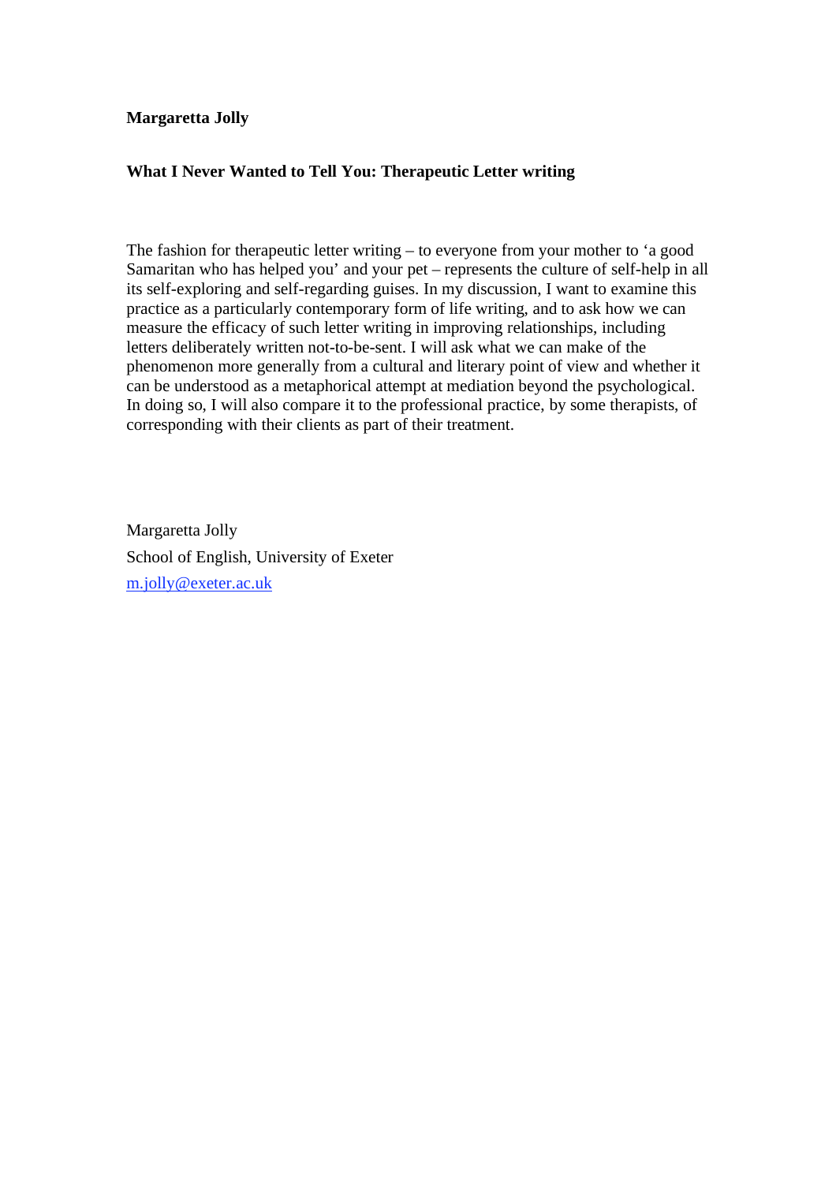**Margaretta Jolly**

**What I Never Wanted to Tell You: Therapeutic Letter writing**

The fashion for therapeutic letter writing – to everyone from your mother to 'a good Samaritan who has helped you' and your pet – represents the culture of self-help in all its self-exploring and self-regarding guises. In my discussion, I want to examine this practice as a particularly contemporary form of life writing, and to ask how we can measure the efficacy of such letter writing in improving relationships, including letters deliberately written not-to-be-sent. I will ask what we can make of the phenomenon more generally from a cultural and literary point of view and whether it can be understood as a metaphorical attempt at mediation beyond the psychological. In doing so, I will also compare it to the professional practice, by some therapists, of corresponding with their clients as part of their treatment.

Margaretta Jolly

School of English, University of Exeter

m.jolly@exeter.ac.uk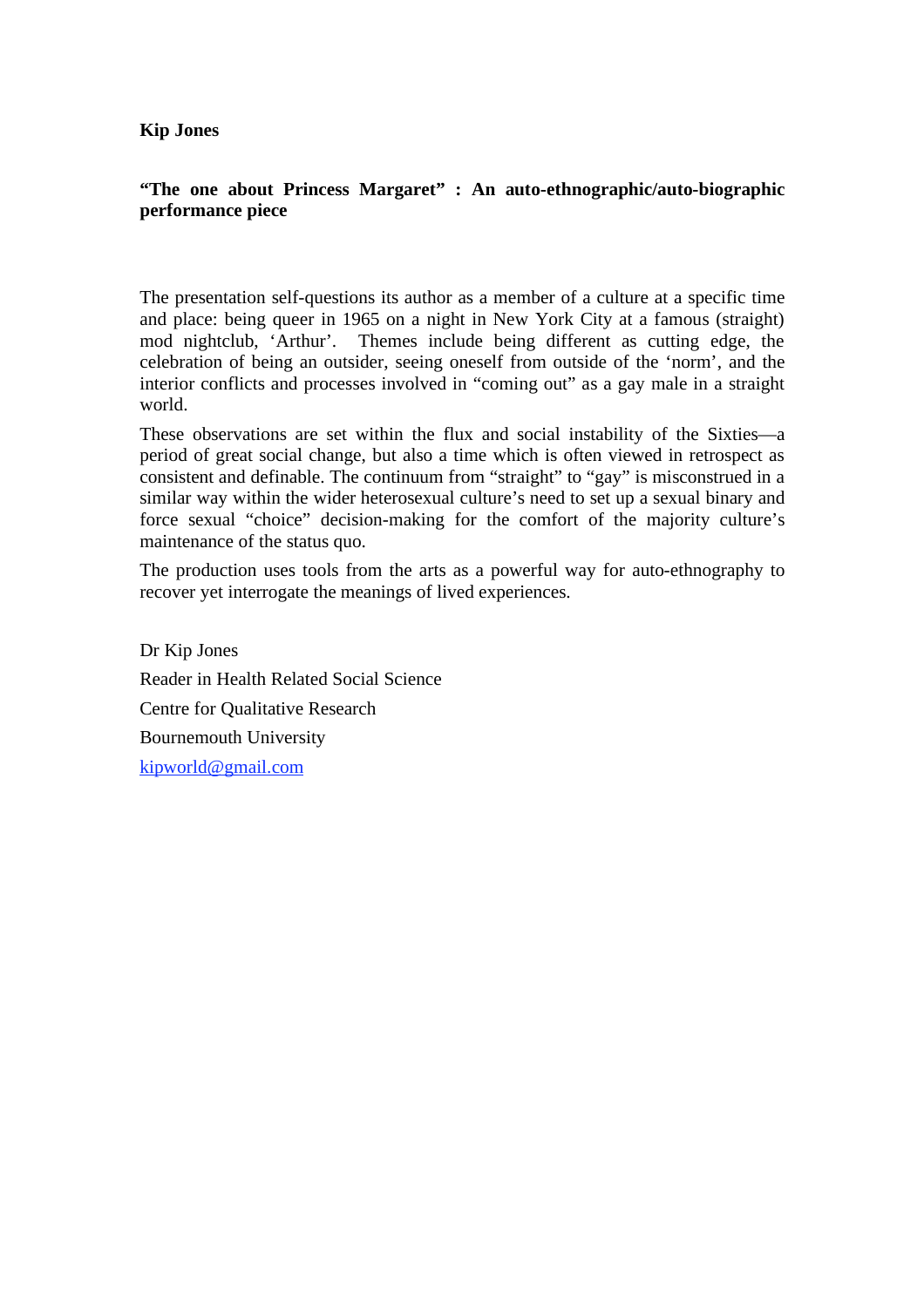**Kip Jones**

**“The one about Princess Margaret” : An auto-ethnographic/auto-biographic performance piece**

The presentation self-questions its author as a member of a culture at a specific time and place: being queer in 1965 on a night in New York City at a famous (straight) mod nightclub, ‘Arthur’. Themes include being different as cutting edge, the celebration of being an outsider, seeing oneself from outside of the ‘norm’, and the interior conflicts and processes involved in “coming out” as a gay male in a straight world.

These observations are set within the flux and social instability of the Sixties—a period of great social change, but also a time which is often viewed in retrospect as consistent and definable. The continuum from “straight” to “gay” is misconstrued in a similar way within the wider heterosexual culture’s need to set up a sexual binary and force sexual “choice” decision-making for the comfort of the majority culture’s maintenance of the status quo.

The production uses tools from the arts as a powerful way for auto-ethnography to recover yet interrogate the meanings of lived experiences.

Dr Kip Jones

Reader in Health Related Social Science

Centre for Qualitative Research

Bournemouth University

kipworld@gmail.com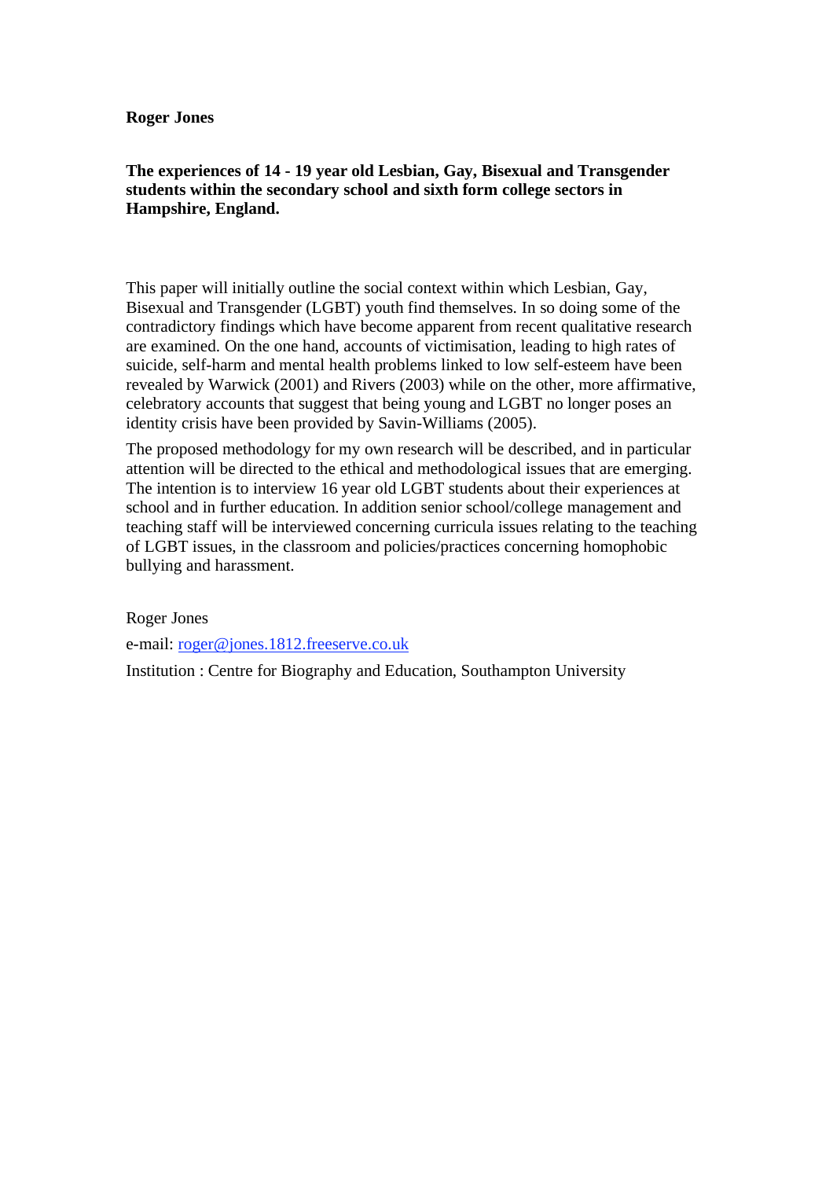**Roger Jones**

**The experiences of 14 - 19 year old Lesbian, Gay, Bisexual and Transgender students within the secondary school and sixth form college sectors in Hampshire, England.**

This paper will initially outline the social context within which Lesbian, Gay, Bisexual and Transgender (LGBT) youth find themselves. In so doing some of the contradictory findings which have become apparent from recent qualitative research are examined. On the one hand, accounts of victimisation, leading to high rates of suicide, self-harm and mental health problems linked to low self-esteem have been revealed by Warwick (2001) and Rivers (2003) while on the other, more affirmative, celebratory accounts that suggest that being young and LGBT no longer poses an identity crisis have been provided by Savin-Williams (2005).

The proposed methodology for my own research will be described, and in particular attention will be directed to the ethical and methodological issues that are emerging. The intention is to interview 16 year old LGBT students about their experiences at school and in further education. In addition senior school/college management and teaching staff will be interviewed concerning curricula issues relating to the teaching of LGBT issues, in the classroom and policies/practices concerning homophobic bullying and harassment.

Roger Jones

e-mail: roger@jones.1812.freeserve.co.uk

Institution : Centre for Biography and Education, Southampton University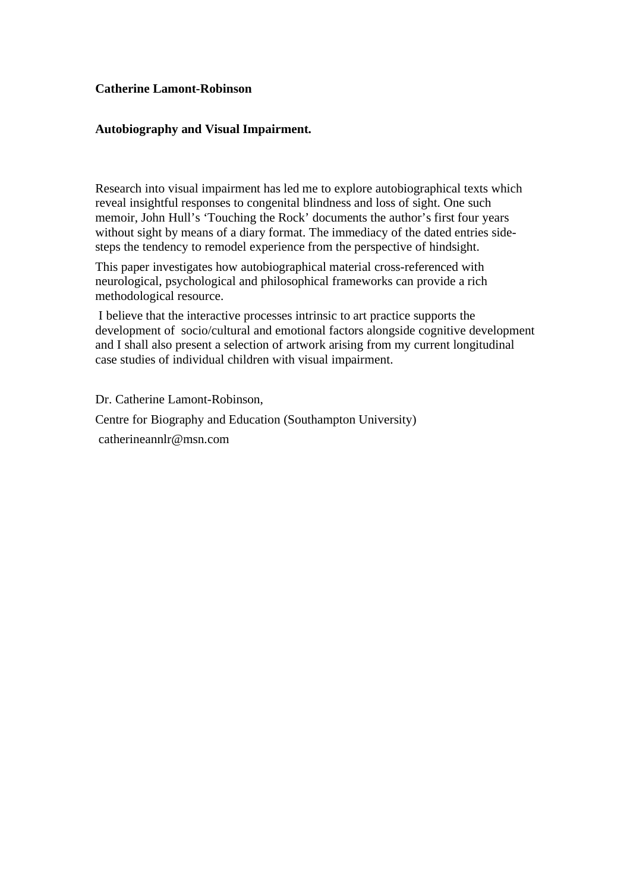**Catherine Lamont-Robinson**

**Autobiography and Visual Impairment.**

Research into visual impairment has led me to explore autobiographical texts which reveal insightful responses to congenital blindness and loss of sight. One such memoir, John Hull's 'Touching the Rock' documents the author's first four years without sight by means of a diary format. The immediacy of the dated entries side-steps the tendency to remodel experience from the perspective of hindsight.

This paper investigates how autobiographical material cross-referenced with neurological, psychological and philosophical frameworks can provide a rich methodological resource.

I believe that the interactive processes intrinsic to art practice supports the development of socio/cultural and emotional factors alongside cognitive development and I shall also present a selection of artwork arising from my current longitudinal case studies of individual children with visual impairment.

Dr. Catherine Lamont-Robinson,

Centre for Biography and Education (Southampton University)

catherineannlr@msn.com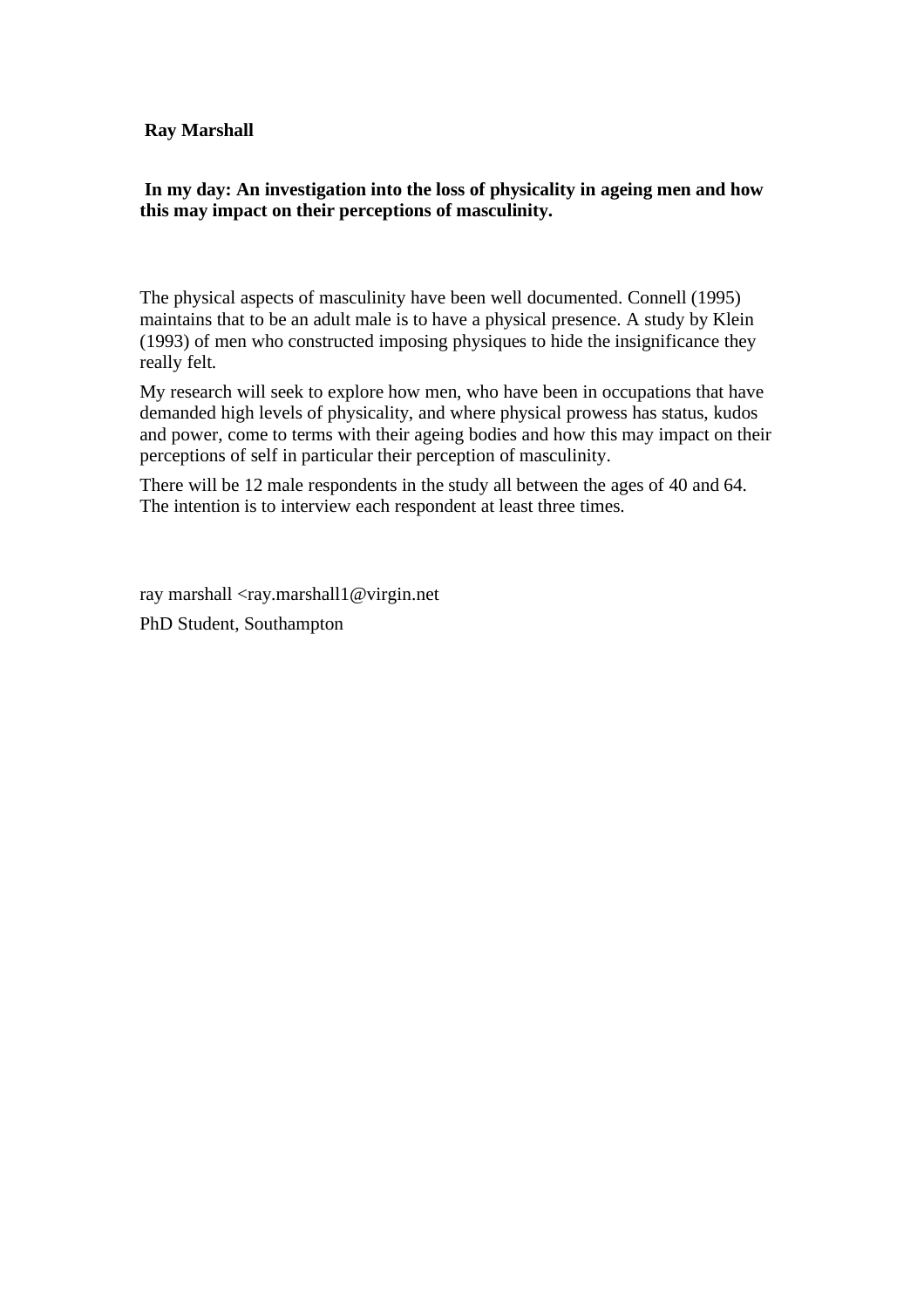**Ray Marshall**

**In my day: An investigation into the loss of physicality in ageing men and how this may impact on their perceptions of masculinity.**

The physical aspects of masculinity have been well documented. Connell (1995) maintains that to be an adult male is to have a physical presence. A study by Klein (1993) of men who constructed imposing physiques to hide the insignificance they really felt.

My research will seek to explore how men, who have been in occupations that have demanded high levels of physicality, and where physical prowess has status, kudos and power, come to terms with their ageing bodies and how this may impact on their perceptions of self in particular their perception of masculinity.

There will be 12 male respondents in the study all between the ages of 40 and 64. The intention is to interview each respondent at least three times.

ray marshall <ray.marshall1@virgin.net

PhD Student, Southampton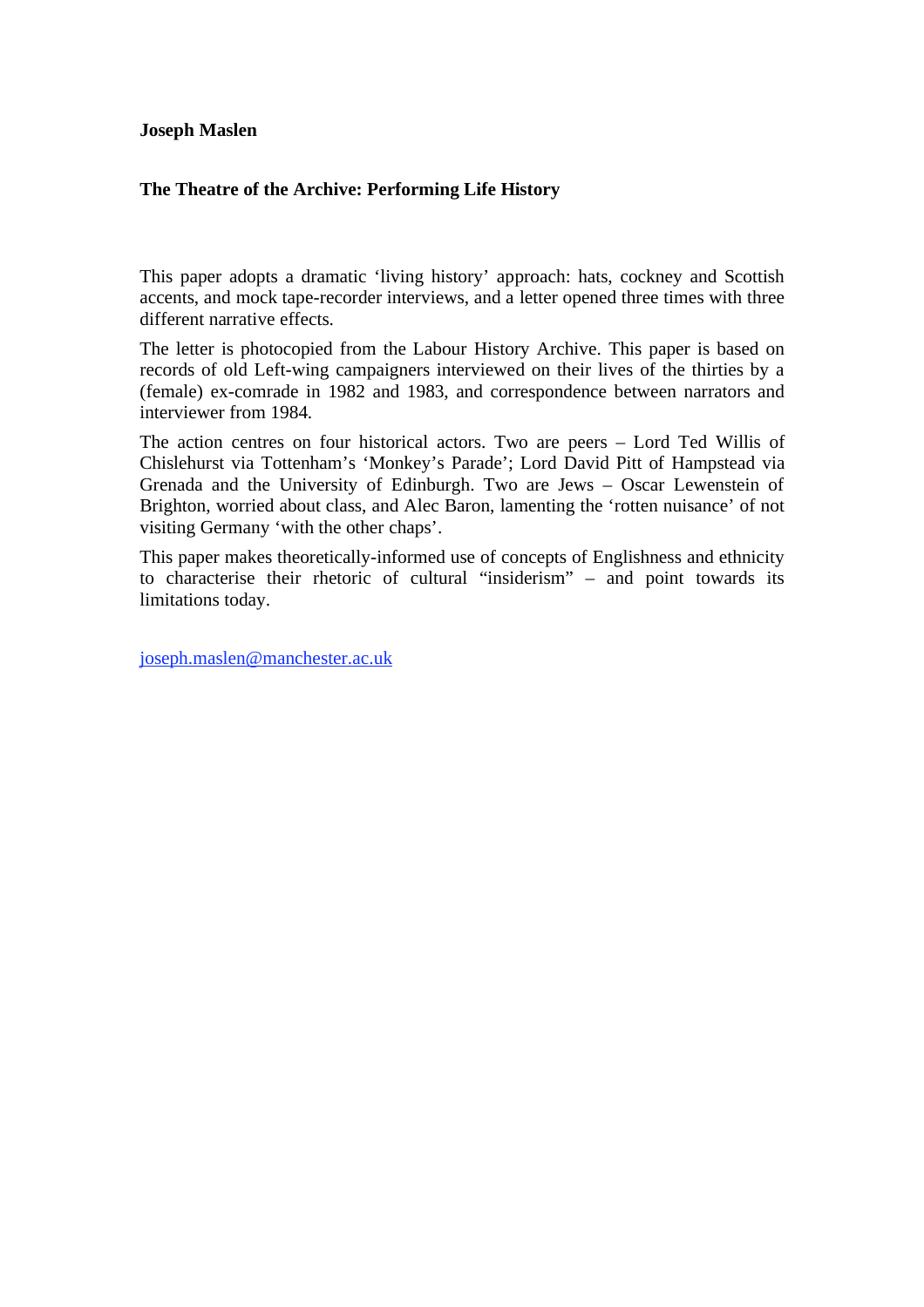**Joseph Maslen**

**The Theatre of the Archive: Performing Life History**

This paper adopts a dramatic 'living history' approach: hats, cockney and Scottish accents, and mock tape-recorder interviews, and a letter opened three times with three different narrative effects.

The letter is photocopied from the Labour History Archive. This paper is based on records of old Left-wing campaigners interviewed on their lives of the thirties by a (female) ex-comrade in 1982 and 1983, and correspondence between narrators and interviewer from 1984.

The action centres on four historical actors. Two are peers – Lord Ted Willis of Chislehurst via Tottenham's 'Monkey's Parade'; Lord David Pitt of Hampstead via Grenada and the University of Edinburgh. Two are Jews – Oscar Lewenstein of Brighton, worried about class, and Alec Baron, lamenting the 'rotten nuisance' of not visiting Germany 'with the other chaps'.

This paper makes theoretically-informed use of concepts of Englishness and ethnicity to characterise their rhetoric of cultural "insiderism" – and point towards its limitations today.

joseph.maslen@manchester.ac.uk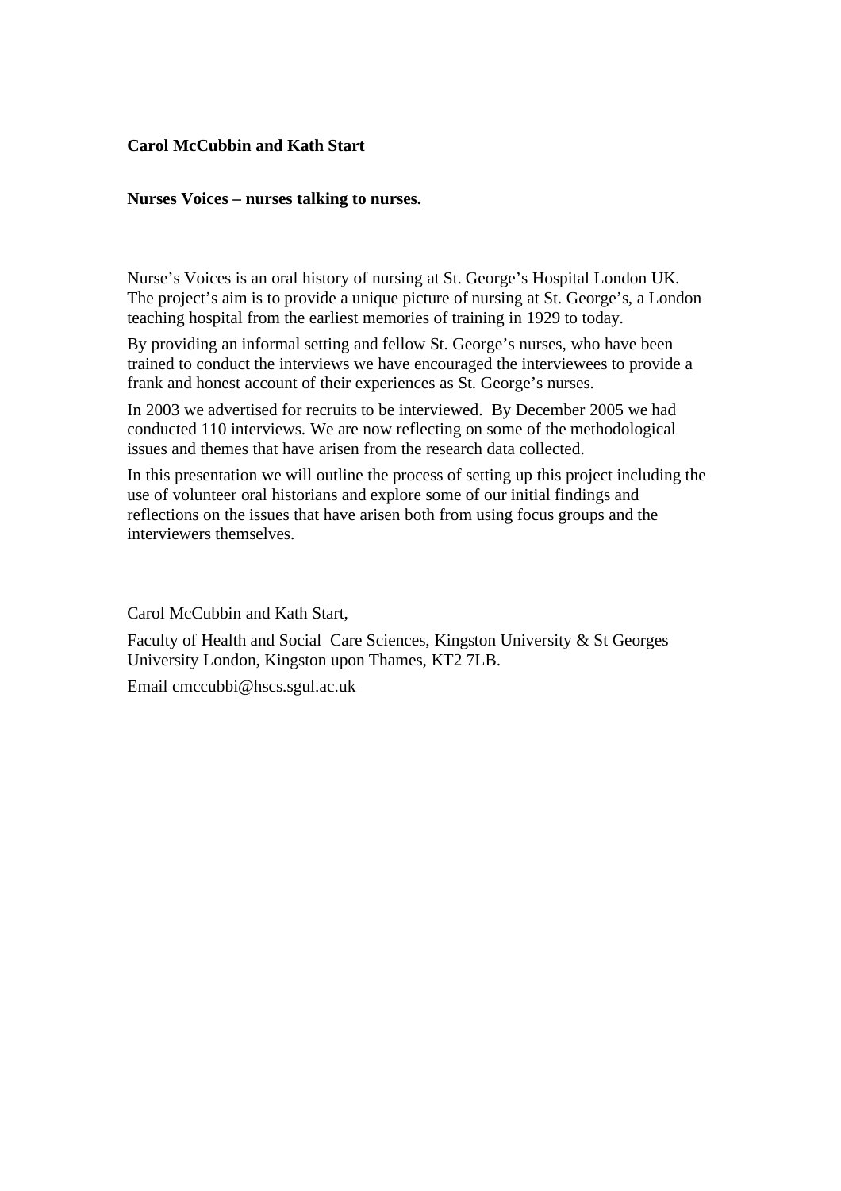**Carol McCubbin and Kath Start**

**Nurses Voices – nurses talking to nurses.**

Nurse's Voices is an oral history of nursing at St. George's Hospital London UK. The project's aim is to provide a unique picture of nursing at St. George's, a London teaching hospital from the earliest memories of training in 1929 to today.

By providing an informal setting and fellow St. George's nurses, who have been trained to conduct the interviews we have encouraged the interviewees to provide a frank and honest account of their experiences as St. George's nurses.

In 2003 we advertised for recruits to be interviewed. By December 2005 we had conducted 110 interviews. We are now reflecting on some of the methodological issues and themes that have arisen from the research data collected.

In this presentation we will outline the process of setting up this project including the use of volunteer oral historians and explore some of our initial findings and reflections on the issues that have arisen both from using focus groups and the interviewers themselves.

Carol McCubbin and Kath Start,

Faculty of Health and Social Care Sciences, Kingston University & St Georges University London, Kingston upon Thames, KT2 7LB.

Email cmccubbi@hscs.sgul.ac.uk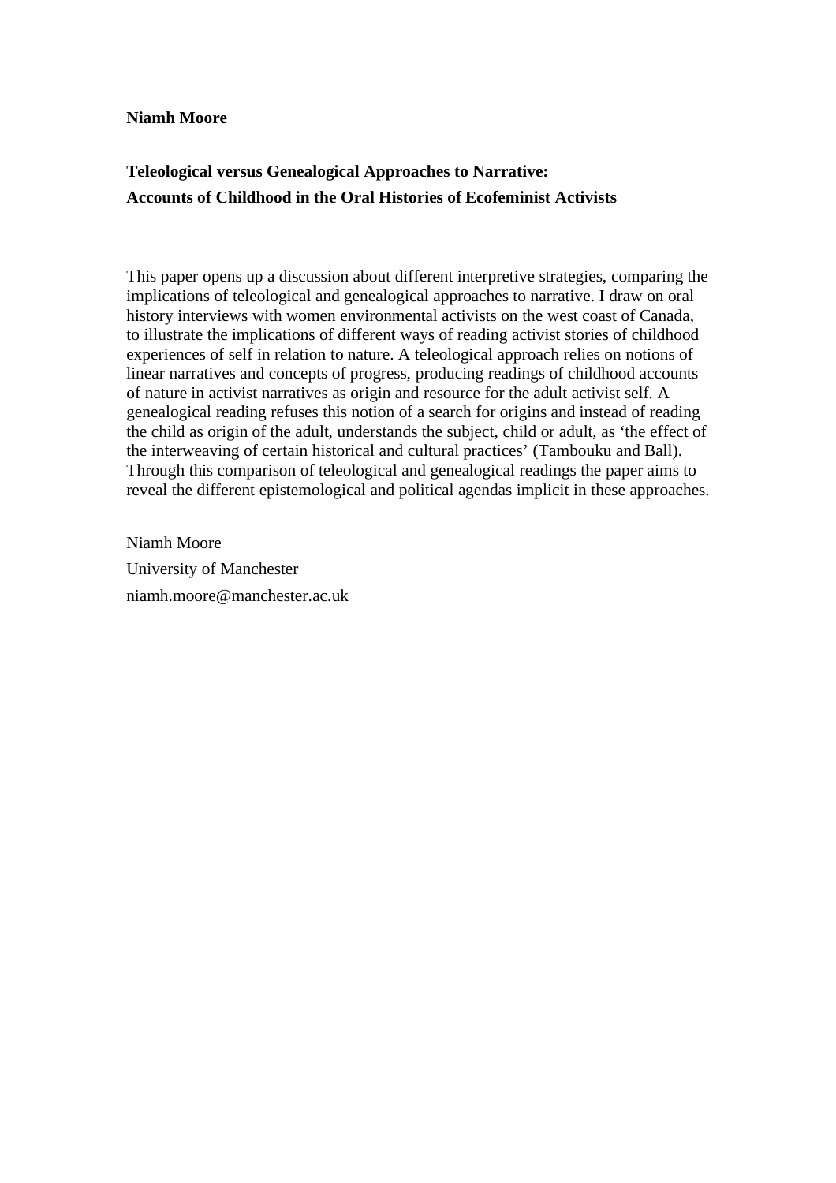**Niamh Moore**

**Teleological versus Genealogical Approaches to Narrative:**
**Accounts of Childhood in the Oral Histories of Ecofeminist Activists**

This paper opens up a discussion about different interpretive strategies, comparing the implications of teleological and genealogical approaches to narrative. I draw on oral history interviews with women environmental activists on the west coast of Canada, to illustrate the implications of different ways of reading activist stories of childhood experiences of self in relation to nature. A teleological approach relies on notions of linear narratives and concepts of progress, producing readings of childhood accounts of nature in activist narratives as origin and resource for the adult activist self. A genealogical reading refuses this notion of a search for origins and instead of reading the child as origin of the adult, understands the subject, child or adult, as 'the effect of the interweaving of certain historical and cultural practices' (Tambouku and Ball). Through this comparison of teleological and genealogical readings the paper aims to reveal the different epistemological and political agendas implicit in these approaches.

Niamh Moore
University of Manchester
niamh.moore@manchester.ac.uk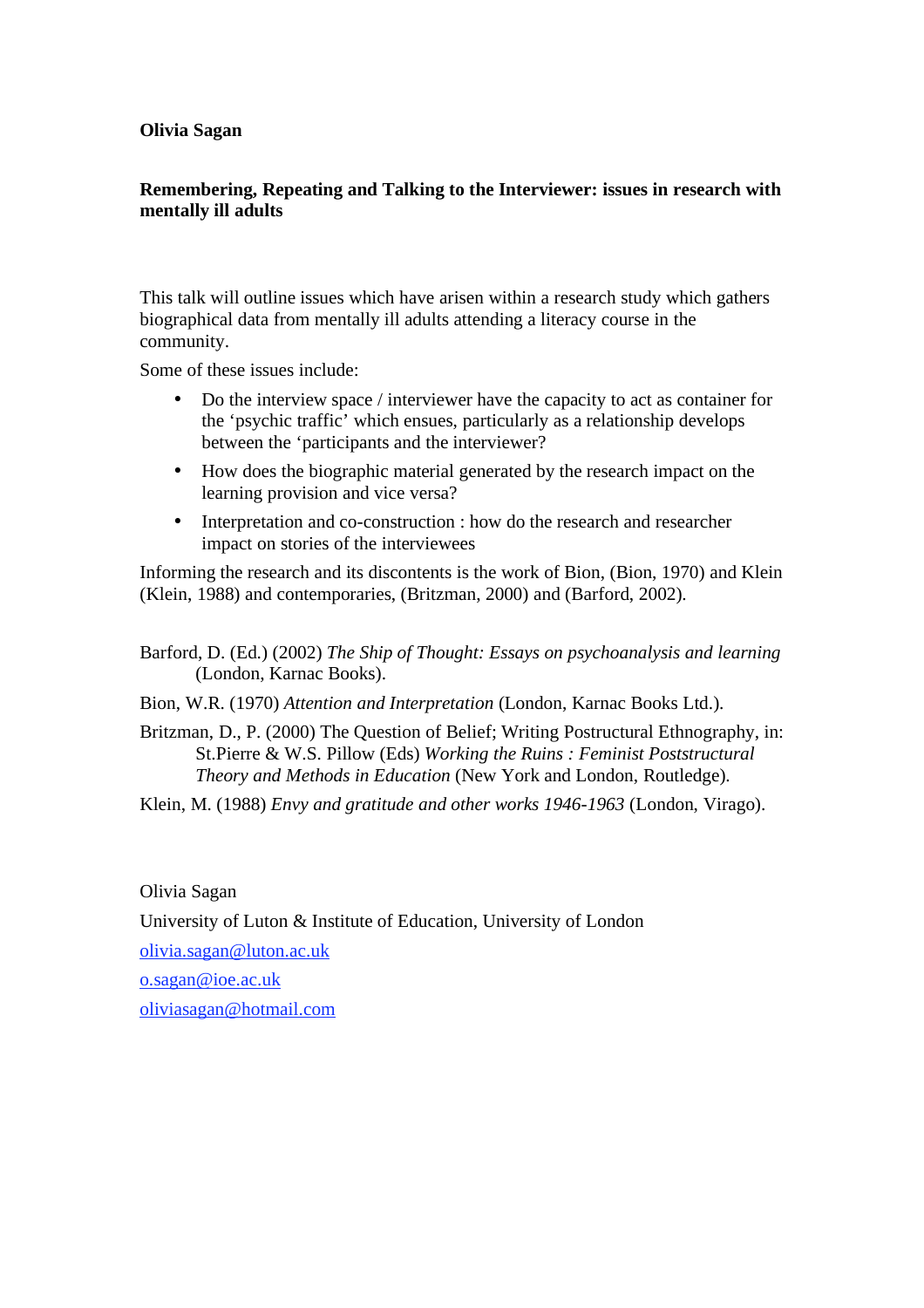**Olivia Sagan**

**Remembering, Repeating and Talking to the Interviewer: issues in research with mentally ill adults**

This talk will outline issues which have arisen within a research study which gathers biographical data from mentally ill adults attending a literacy course in the community.

Some of these issues include:

- Do the interview space / interviewer have the capacity to act as container for the 'psychic traffic' which ensues, particularly as a relationship develops between the 'participants and the interviewer?
- How does the biographic material generated by the research impact on the learning provision and vice versa?
- Interpretation and co-construction : how do the research and researcher impact on stories of the interviewees

Informing the research and its discontents is the work of Bion, (Bion, 1970) and Klein (Klein, 1988) and contemporaries, (Britzman, 2000) and (Barford, 2002).

Barford, D. (Ed.) (2002) *The Ship of Thought: Essays on psychoanalysis and learning* (London, Karnac Books).

Bion, W.R. (1970) *Attention and Interpretation* (London, Karnac Books Ltd.).

Britzman, D., P. (2000) The Question of Belief; Writing Postructural Ethnography, in: St.Pierre & W.S. Pillow (Eds) *Working the Ruins : Feminist Poststructural Theory and Methods in Education* (New York and London, Routledge).

Klein, M. (1988) *Envy and gratitude and other works 1946-1963* (London, Virago).

Olivia Sagan

University of Luton & Institute of Education, University of London

olivia.sagan@luton.ac.uk

o.sagan@ioe.ac.uk

oliviasagan@hotmail.com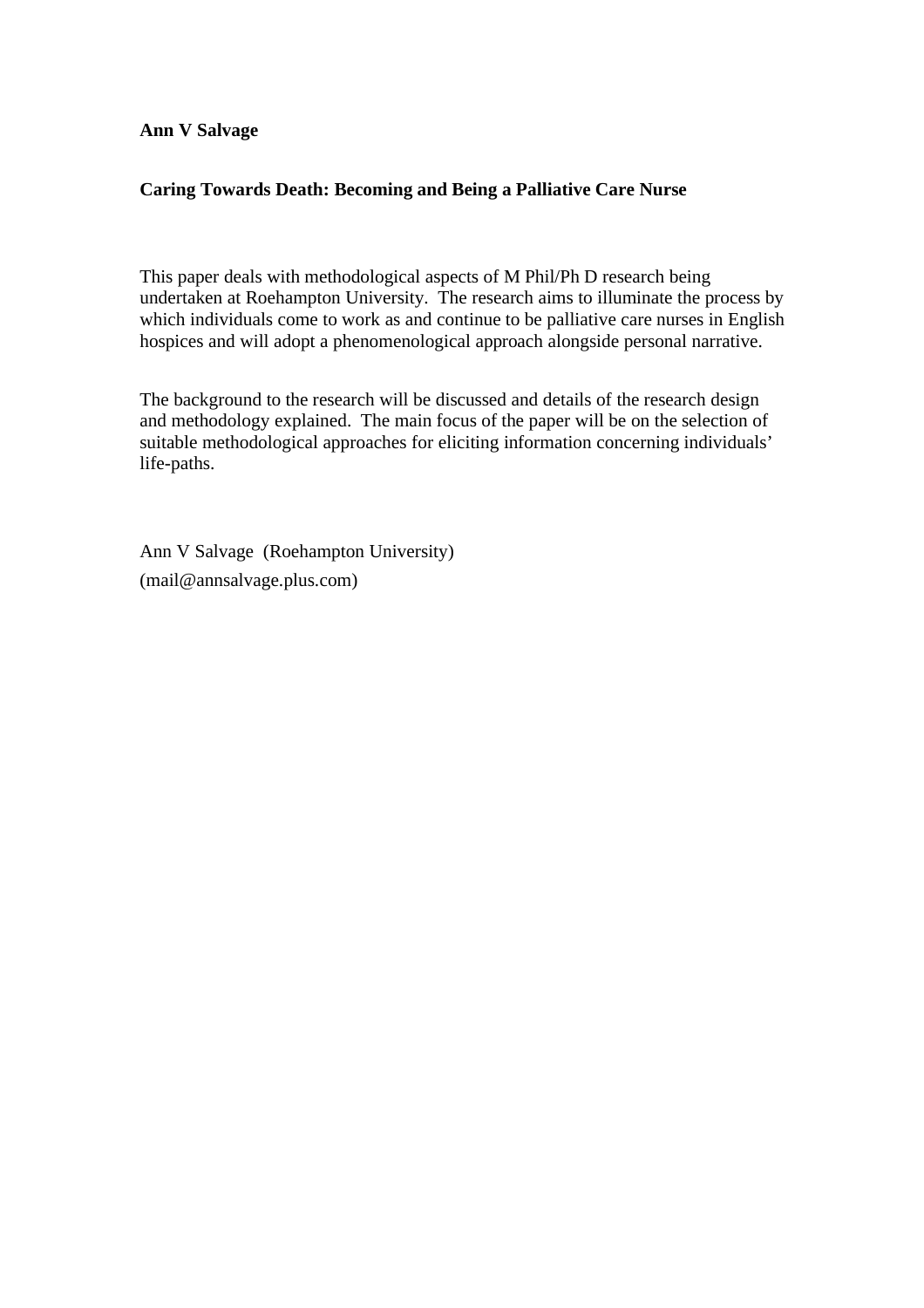**Ann V Salvage**

**Caring Towards Death: Becoming and Being a Palliative Care Nurse**

This paper deals with methodological aspects of M Phil/Ph D research being undertaken at Roehampton University. The research aims to illuminate the process by which individuals come to work as and continue to be palliative care nurses in English hospices and will adopt a phenomenological approach alongside personal narrative.

The background to the research will be discussed and details of the research design and methodology explained. The main focus of the paper will be on the selection of suitable methodological approaches for eliciting information concerning individuals' life-paths.

Ann V Salvage (Roehampton University)
(mail@annsalvage.plus.com)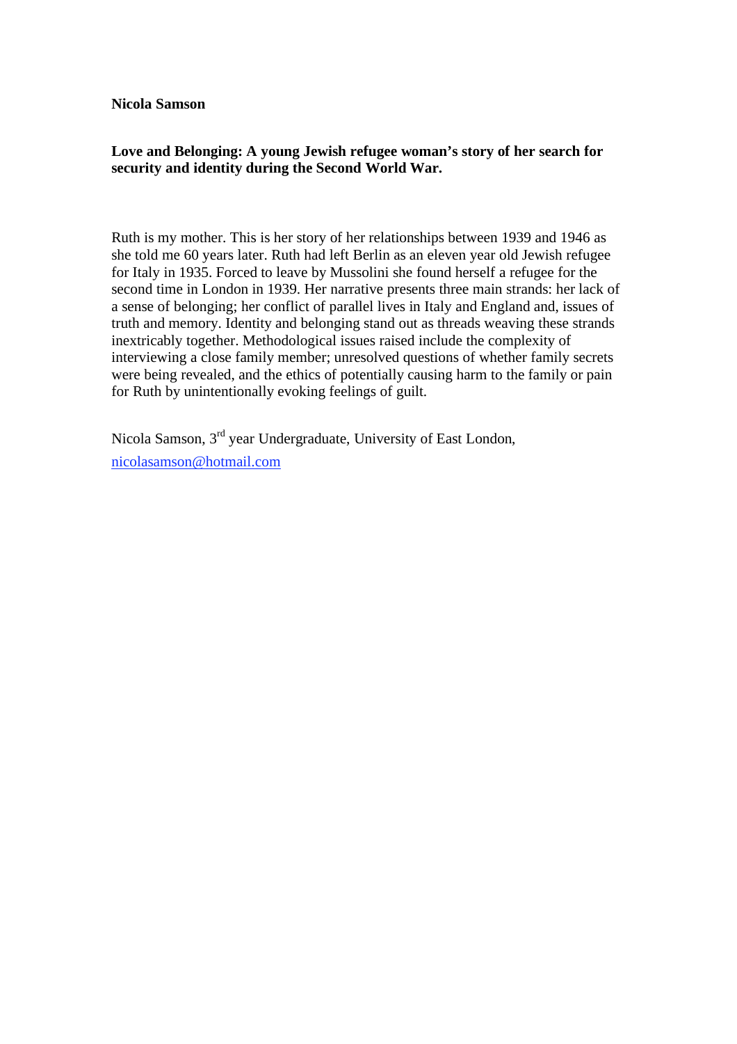**Nicola Samson**

**Love and Belonging: A young Jewish refugee woman's story of her search for security and identity during the Second World War.**

Ruth is my mother. This is her story of her relationships between 1939 and 1946 as she told me 60 years later. Ruth had left Berlin as an eleven year old Jewish refugee for Italy in 1935. Forced to leave by Mussolini she found herself a refugee for the second time in London in 1939. Her narrative presents three main strands: her lack of a sense of belonging; her conflict of parallel lives in Italy and England and, issues of truth and memory. Identity and belonging stand out as threads weaving these strands inextricably together. Methodological issues raised include the complexity of interviewing a close family member; unresolved questions of whether family secrets were being revealed, and the ethics of potentially causing harm to the family or pain for Ruth by unintentionally evoking feelings of guilt.

Nicola Samson, 3rd year Undergraduate, University of East London,

nicolasamson@hotmail.com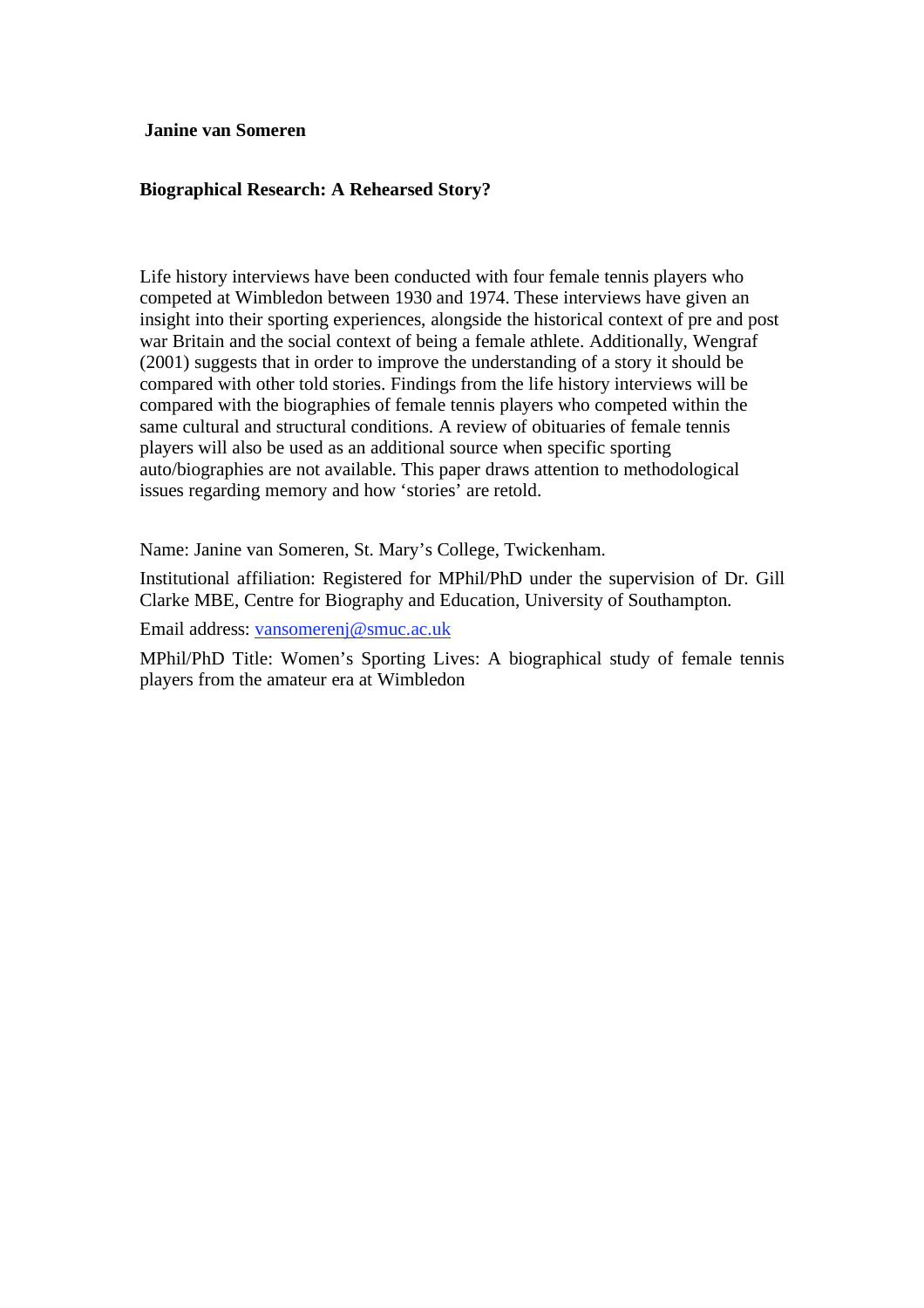**Janine van Someren**

**Biographical Research: A Rehearsed Story?**

Life history interviews have been conducted with four female tennis players who competed at Wimbledon between 1930 and 1974. These interviews have given an insight into their sporting experiences, alongside the historical context of pre and post war Britain and the social context of being a female athlete. Additionally, Wengraf (2001) suggests that in order to improve the understanding of a story it should be compared with other told stories. Findings from the life history interviews will be compared with the biographies of female tennis players who competed within the same cultural and structural conditions. A review of obituaries of female tennis players will also be used as an additional source when specific sporting auto/biographies are not available. This paper draws attention to methodological issues regarding memory and how 'stories' are retold.

Name: Janine van Someren, St. Mary's College, Twickenham.

Institutional affiliation: Registered for MPhil/PhD under the supervision of Dr. Gill Clarke MBE, Centre for Biography and Education, University of Southampton.

Email address: vansomerenj@smuc.ac.uk

MPhil/PhD Title: Women's Sporting Lives: A biographical study of female tennis players from the amateur era at Wimbledon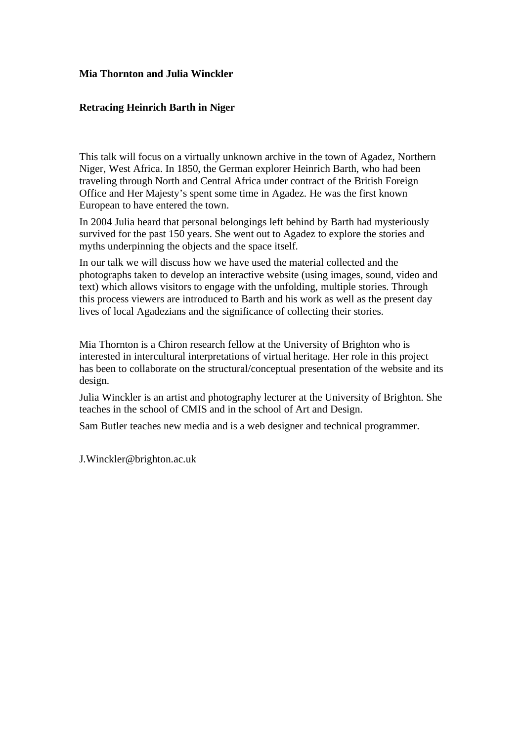**Mia Thornton and Julia Winckler**

**Retracing Heinrich Barth in Niger**

This talk will focus on a virtually unknown archive in the town of Agadez, Northern Niger, West Africa. In 1850, the German explorer Heinrich Barth, who had been traveling through North and Central Africa under contract of the British Foreign Office and Her Majesty's spent some time in Agadez. He was the first known European to have entered the town.

In 2004 Julia heard that personal belongings left behind by Barth had mysteriously survived for the past 150 years. She went out to Agadez to explore the stories and myths underpinning the objects and the space itself.

In our talk we will discuss how we have used the material collected and the photographs taken to develop an interactive website (using images, sound, video and text) which allows visitors to engage with the unfolding, multiple stories. Through this process viewers are introduced to Barth and his work as well as the present day lives of local Agadezians and the significance of collecting their stories.

Mia Thornton is a Chiron research fellow at the University of Brighton who is interested in intercultural interpretations of virtual heritage. Her role in this project has been to collaborate on the structural/conceptual presentation of the website and its design.

Julia Winckler is an artist and photography lecturer at the University of Brighton. She teaches in the school of CMIS and in the school of Art and Design.

Sam Butler teaches new media and is a web designer and technical programmer.

J.Winckler@brighton.ac.uk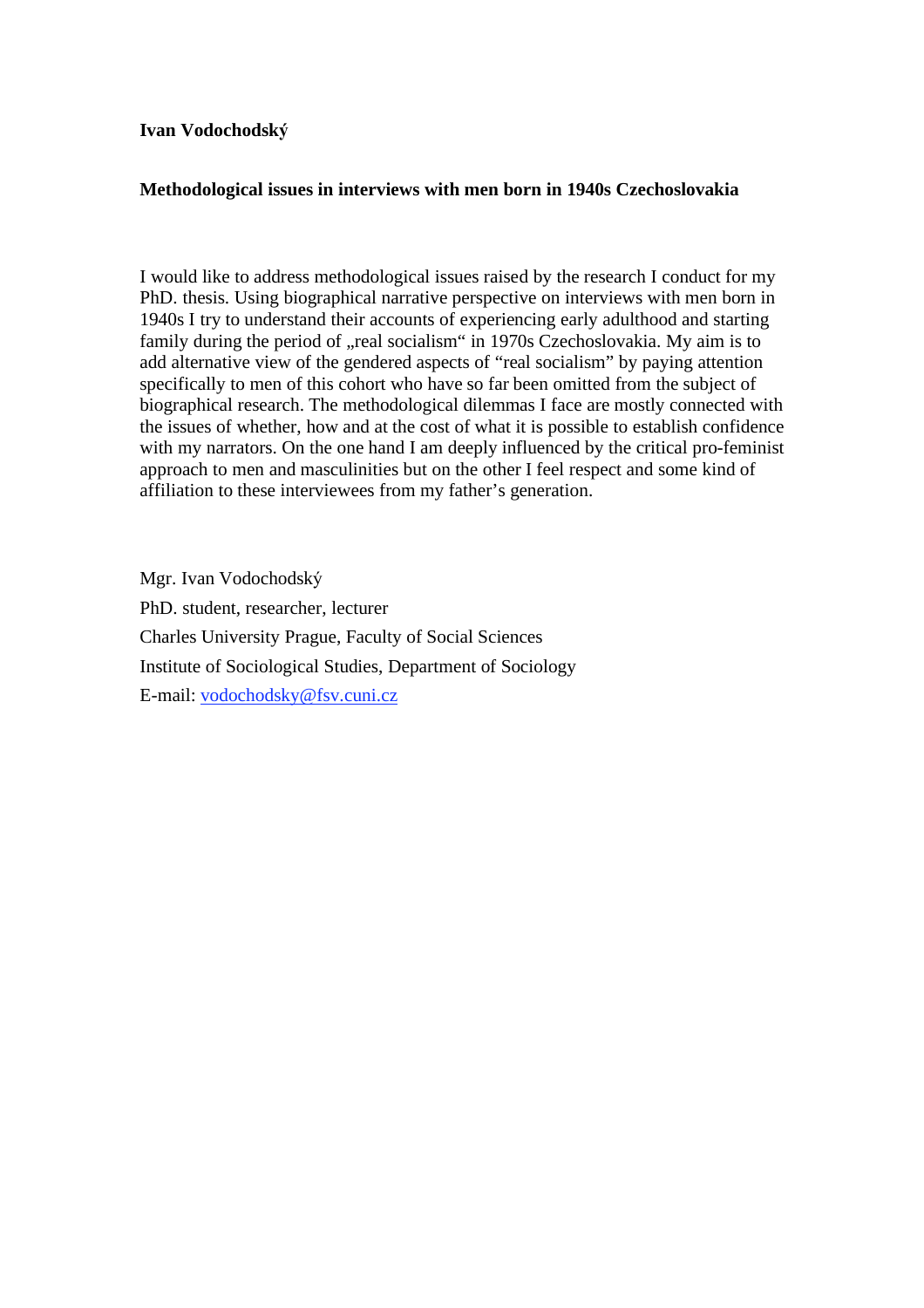**Ivan Vodochodský**

**Methodological issues in interviews with men born in 1940s Czechoslovakia**

I would like to address methodological issues raised by the research I conduct for my PhD. thesis. Using biographical narrative perspective on interviews with men born in 1940s I try to understand their accounts of experiencing early adulthood and starting family during the period of „real socialism" in 1970s Czechoslovakia. My aim is to add alternative view of the gendered aspects of "real socialism" by paying attention specifically to men of this cohort who have so far been omitted from the subject of biographical research. The methodological dilemmas I face are mostly connected with the issues of whether, how and at the cost of what it is possible to establish confidence with my narrators. On the one hand I am deeply influenced by the critical pro-feminist approach to men and masculinities but on the other I feel respect and some kind of affiliation to these interviewees from my father's generation.

Mgr. Ivan Vodochodský

PhD. student, researcher, lecturer

Charles University Prague, Faculty of Social Sciences

Institute of Sociological Studies, Department of Sociology

E-mail: vodochodsky@fsv.cuni.cz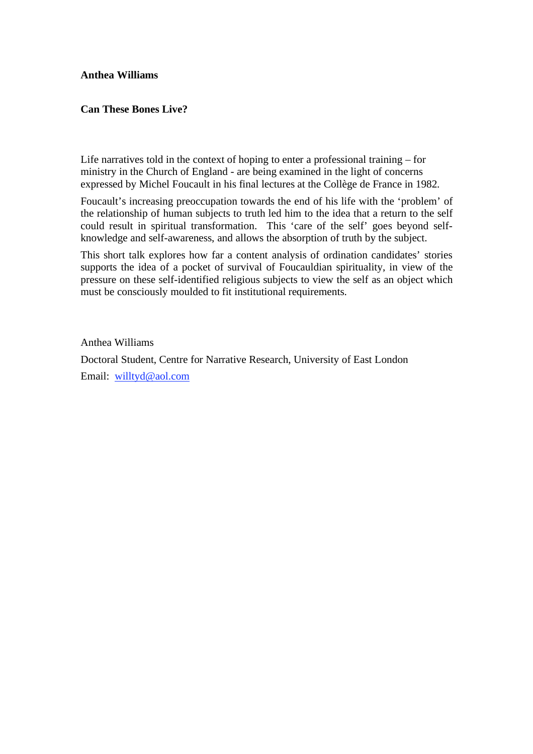**Anthea Williams**

**Can These Bones Live?**

Life narratives told in the context of hoping to enter a professional training – for ministry in the Church of England - are being examined in the light of concerns expressed by Michel Foucault in his final lectures at the Collège de France in 1982.

Foucault's increasing preoccupation towards the end of his life with the 'problem' of the relationship of human subjects to truth led him to the idea that a return to the self could result in spiritual transformation. This 'care of the self' goes beyond self-knowledge and self-awareness, and allows the absorption of truth by the subject.

This short talk explores how far a content analysis of ordination candidates' stories supports the idea of a pocket of survival of Foucauldian spirituality, in view of the pressure on these self-identified religious subjects to view the self as an object which must be consciously moulded to fit institutional requirements.

Anthea Williams

Doctoral Student, Centre for Narrative Research, University of East London

Email: willtyd@aol.com